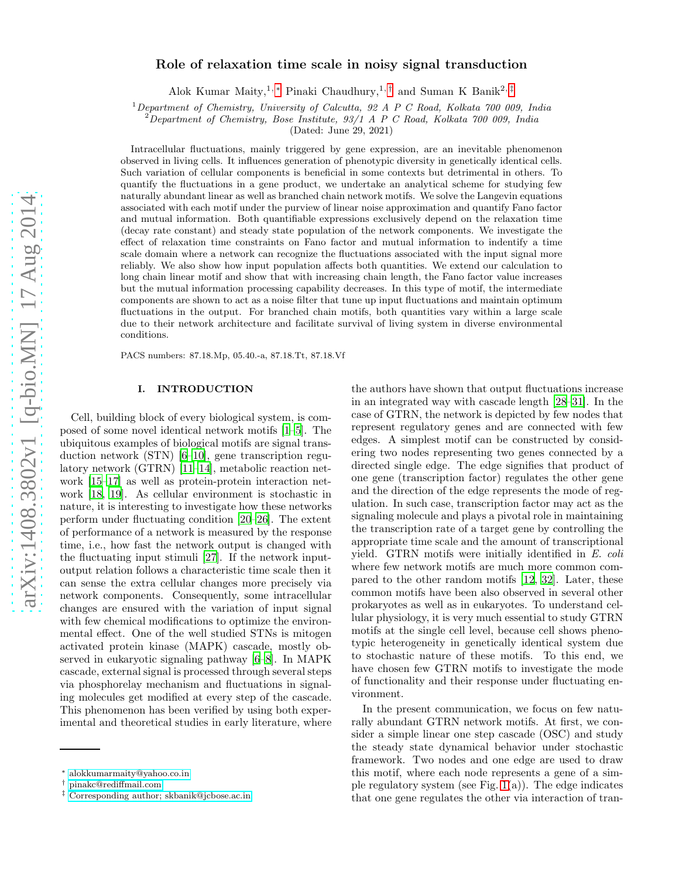# Role of relaxation time scale in noisy signal transduction

Alok Kumar Maity,[1,*] Pinaki Chaudhury,[1,†] and Suman K Banik[2,‡]

[1] *Department of Chemistry, University of Calcutta, 92 A P C Road, Kolkata 700 009, India*
[2] *Department of Chemistry, Bose Institute, 93/1 A P C Road, Kolkata 700 009, India*

(Dated: June 29, 2021)

Intracellular fluctuations, mainly triggered by gene expression, are an inevitable phenomenon observed in living cells. It influences generation of phenotypic diversity in genetically identical cells. Such variation of cellular components is beneficial in some contexts but detrimental in others. To quantify the fluctuations in a gene product, we undertake an analytical scheme for studying few naturally abundant linear as well as branched chain network motifs. We solve the Langevin equations associated with each motif under the purview of linear noise approximation and quantify Fano factor and mutual information. Both quantifiable expressions exclusively depend on the relaxation time (decay rate constant) and steady state population of the network components. We investigate the effect of relaxation time constraints on Fano factor and mutual information to indentify a time scale domain where a network can recognize the fluctuations associated with the input signal more reliably. We also show how input population affects both quantities. We extend our calculation to long chain linear motif and show that with increasing chain length, the Fano factor value increases but the mutual information processing capability decreases. In this type of motif, the intermediate components are shown to act as a noise filter that tune up input fluctuations and maintain optimum fluctuations in the output. For branched chain motifs, both quantities vary within a large scale due to their network architecture and facilitate survival of living system in diverse environmental conditions.

PACS numbers: 87.18.Mp, 05.40.-a, 87.18.Tt, 87.18.Vf

## I. INTRODUCTION

Cell, building block of every biological system, is composed of some novel identical network motifs [1–5]. The ubiquitous examples of biological motifs are signal transduction network (STN) [6–10], gene transcription regulatory network (GTRN) [11–14], metabolic reaction network [15–17] as well as protein-protein interaction network [18, 19]. As cellular environment is stochastic in nature, it is interesting to investigate how these networks perform under fluctuating condition [20–26]. The extent of performance of a network is measured by the response time, i.e., how fast the network output is changed with the fluctuating input stimuli [27]. If the network input-output relation follows a characteristic time scale then it can sense the extra cellular changes more precisely via network components. Consequently, some intracellular changes are ensured with the variation of input signal with few chemical modifications to optimize the environmental effect. One of the well studied STNs is mitogen activated protein kinase (MAPK) cascade, mostly observed in eukaryotic signaling pathway [6–8]. In MAPK cascade, external signal is processed through several steps via phosphorelay mechanism and fluctuations in signaling molecules get modified at every step of the cascade. This phenomenon has been verified by using both experimental and theoretical studies in early literature, where the authors have shown that output fluctuations increase in an integrated way with cascade length [28–31]. In the case of GTRN, the network is depicted by few nodes that represent regulatory genes and are connected with few edges. A simplest motif can be constructed by considering two nodes representing two genes connected by a directed single edge. The edge signifies that product of one gene (transcription factor) regulates the other gene and the direction of the edge represents the mode of regulation. In such case, transcription factor may act as the signaling molecule and plays a pivotal role in maintaining the transcription rate of a target gene by controlling the appropriate time scale and the amount of transcriptional yield. GTRN motifs were initially identified in *E. coli* where few network motifs are much more common compared to the other random motifs [12, 32]. Later, these common motifs have been also observed in several other prokaryotes as well as in eukaryotes. To understand cellular physiology, it is very much essential to study GTRN motifs at the single cell level, because cell shows phenotypic heterogeneity in genetically identical system due to stochastic nature of these motifs. To this end, we have chosen few GTRN motifs to investigate the mode of functionality and their response under fluctuating environment.

In the present communication, we focus on few naturally abundant GTRN network motifs. At first, we consider a simple linear one step cascade (OSC) and study the steady state dynamical behavior under stochastic framework. Two nodes and one edge are used to draw this motif, where each node represents a gene of a simple regulatory system (see Fig. 1(a)). The edge indicates that one gene regulates the other via interaction of tran-

---

* alokkumarmaity@yahoo.co.in
† pinakc@rediffmail.com
‡ Corresponding author; skbanik@jcbose.ac.in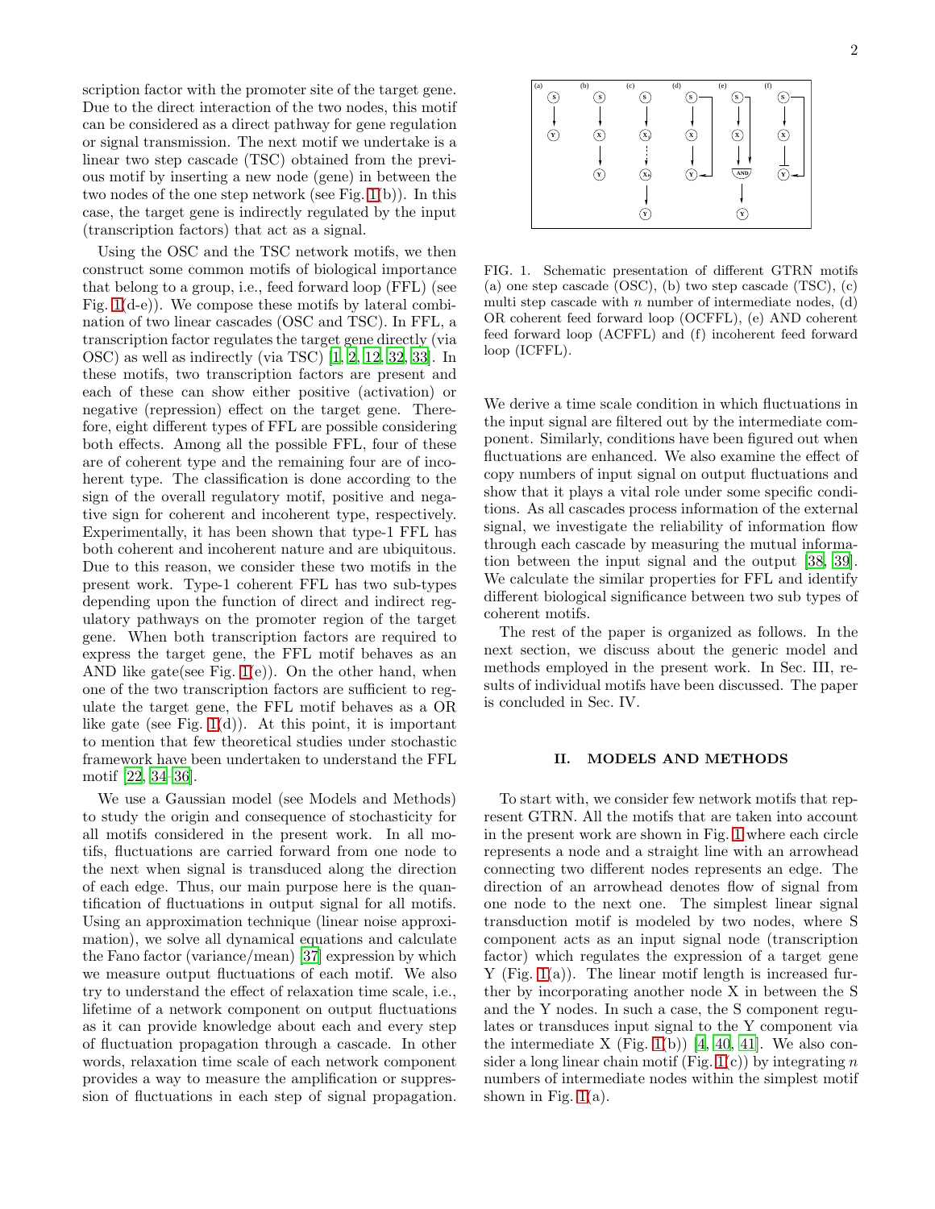scription factor with the promoter site of the target gene. Due to the direct interaction of the two nodes, this motif can be considered as a direct pathway for gene regulation or signal transmission. The next motif we undertake is a linear two step cascade (TSC) obtained from the previous motif by inserting a new node (gene) in between the two nodes of the one step network (see Fig. 1(b)). In this case, the target gene is indirectly regulated by the input (transcription factors) that act as a signal.

Using the OSC and the TSC network motifs, we then construct some common motifs of biological importance that belong to a group, i.e., feed forward loop (FFL) (see Fig. 1(d-e)). We compose these motifs by lateral combination of two linear cascades (OSC and TSC). In FFL, a transcription factor regulates the target gene directly (via OSC) as well as indirectly (via TSC) [1, 2, 12, 32, 33]. In these motifs, two transcription factors are present and each of these can show either positive (activation) or negative (repression) effect on the target gene. Therefore, eight different types of FFL are possible considering both effects. Among all the possible FFL, four of these are of coherent type and the remaining four are of incoherent type. The classification is done according to the sign of the overall regulatory motif, positive and negative sign for coherent and incoherent type, respectively. Experimentally, it has been shown that type-1 FFL has both coherent and incoherent nature and are ubiquitous. Due to this reason, we consider these two motifs in the present work. Type-1 coherent FFL has two sub-types depending upon the function of direct and indirect regulatory pathways on the promoter region of the target gene. When both transcription factors are required to express the target gene, the FFL motif behaves as an AND like gate(see Fig. 1(e)). On the other hand, when one of the two transcription factors are sufficient to regulate the target gene, the FFL motif behaves as a OR like gate (see Fig. 1(d)). At this point, it is important to mention that few theoretical studies under stochastic framework have been undertaken to understand the FFL motif [22, 34–36].

We use a Gaussian model (see Models and Methods) to study the origin and consequence of stochasticity for all motifs considered in the present work. In all motifs, fluctuations are carried forward from one node to the next when signal is transduced along the direction of each edge. Thus, our main purpose here is the quantification of fluctuations in output signal for all motifs. Using an approximation technique (linear noise approximation), we solve all dynamical equations and calculate the Fano factor (variance/mean) [37] expression by which we measure output fluctuations of each motif. We also try to understand the effect of relaxation time scale, i.e., lifetime of a network component on output fluctuations as it can provide knowledge about each and every step of fluctuation propagation through a cascade. In other words, relaxation time scale of each network component provides a way to measure the amplification or suppression of fluctuations in each step of signal propagation.

FIG. 1. Schematic presentation of different GTRN motifs (a) one step cascade (OSC), (b) two step cascade (TSC), (c) multi step cascade with $n$ number of intermediate nodes, (d) OR coherent feed forward loop (OCFFL), (e) AND coherent feed forward loop (ACFFL) and (f) incoherent feed forward loop (ICFFL).

We derive a time scale condition in which fluctuations in the input signal are filtered out by the intermediate component. Similarly, conditions have been figured out when fluctuations are enhanced. We also examine the effect of copy numbers of input signal on output fluctuations and show that it plays a vital role under some specific conditions. As all cascades process information of the external signal, we investigate the reliability of information flow through each cascade by measuring the mutual information between the input signal and the output [38, 39]. We calculate the similar properties for FFL and identify different biological significance between two sub types of coherent motifs.

The rest of the paper is organized as follows. In the next section, we discuss about the generic model and methods employed in the present work. In Sec. III, results of individual motifs have been discussed. The paper is concluded in Sec. IV.

## II. MODELS AND METHODS

To start with, we consider few network motifs that represent GTRN. All the motifs that are taken into account in the present work are shown in Fig. 1 where each circle represents a node and a straight line with an arrowhead connecting two different nodes represents an edge. The direction of an arrowhead denotes flow of signal from one node to the next one. The simplest linear signal transduction motif is modeled by two nodes, where S component acts as an input signal node (transcription factor) which regulates the expression of a target gene Y (Fig. 1(a)). The linear motif length is increased further by incorporating another node X in between the S and the Y nodes. In such a case, the S component regulates or transduces input signal to the Y component via the intermediate X (Fig. 1(b)) [4, 40, 41]. We also consider a long linear chain motif (Fig. 1(c)) by integrating $n$ numbers of intermediate nodes within the simplest motif shown in Fig. 1(a).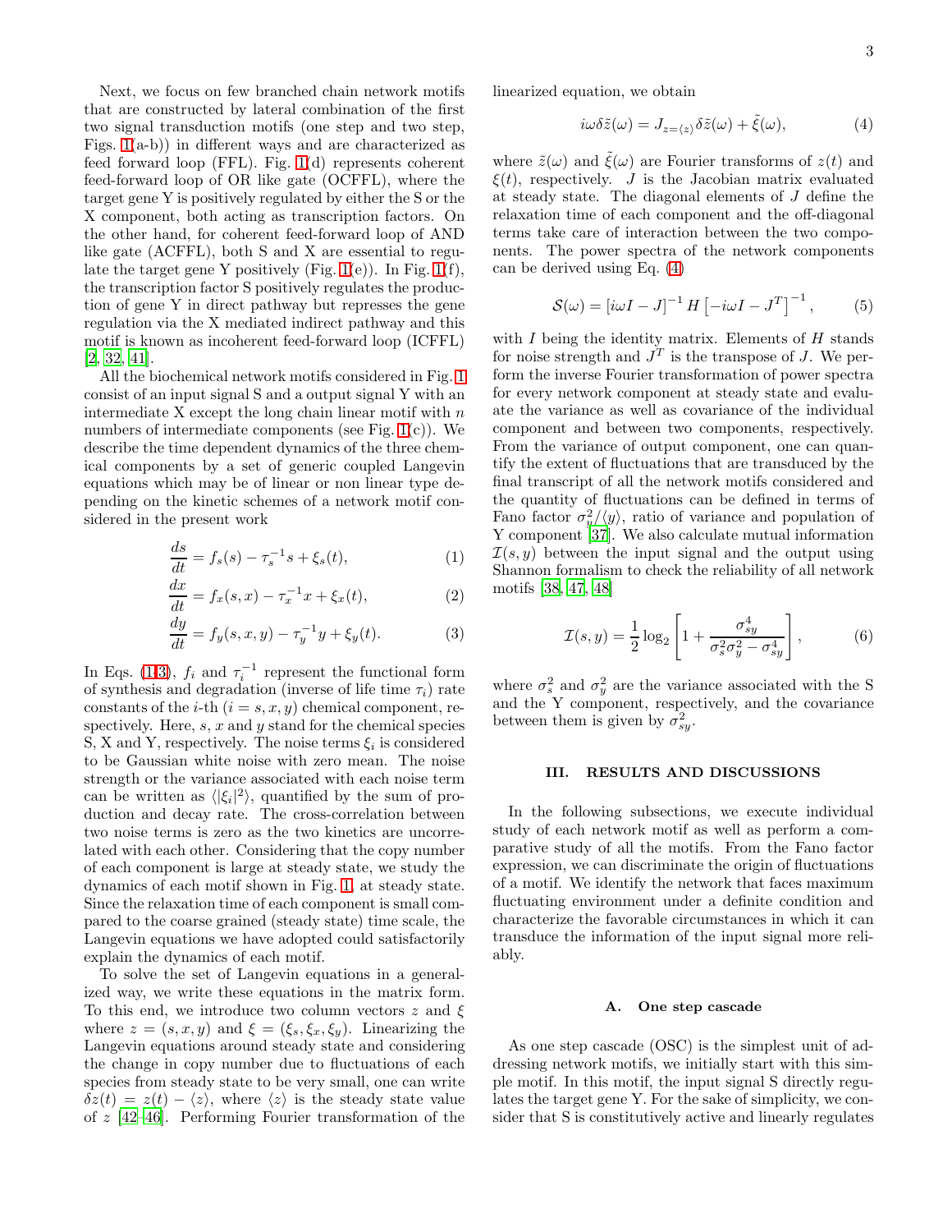Next, we focus on few branched chain network motifs that are constructed by lateral combination of the first two signal transduction motifs (one step and two step, Figs. 1(a-b)) in different ways and are characterized as feed forward loop (FFL). Fig. 1(d) represents coherent feed-forward loop of OR like gate (OCFFL), where the target gene Y is positively regulated by either the S or the X component, both acting as transcription factors. On the other hand, for coherent feed-forward loop of AND like gate (ACFFL), both S and X are essential to regulate the target gene Y positively (Fig. 1(e)). In Fig. 1(f), the transcription factor S positively regulates the production of gene Y in direct pathway but represses the gene regulation via the X mediated indirect pathway and this motif is known as incoherent feed-forward loop (ICFFL) [2, 32, 41].

All the biochemical network motifs considered in Fig. 1 consist of an input signal S and a output signal Y with an intermediate X except the long chain linear motif with $n$ numbers of intermediate components (see Fig. 1(c)). We describe the time dependent dynamics of the three chemical components by a set of generic coupled Langevin equations which may be of linear or non linear type depending on the kinetic schemes of a network motif considered in the present work

$$\frac{ds}{dt} = f_s(s) - \tau_s^{-1} s + \xi_s(t), \tag{1}$$

$$\frac{dx}{dt} = f_x(s,x) - \tau_x^{-1} x + \xi_x(t), \tag{2}$$

$$\frac{dy}{dt} = f_y(s,x,y) - \tau_y^{-1} y + \xi_y(t). \tag{3}$$

In Eqs. (1-3), $f_i$ and $\tau_i^{-1}$ represent the functional form of synthesis and degradation (inverse of life time $\tau_i$) rate constants of the $i$-th ($i = s, x, y$) chemical component, respectively. Here, $s$, $x$ and $y$ stand for the chemical species S, X and Y, respectively. The noise terms $\xi_i$ is considered to be Gaussian white noise with zero mean. The noise strength or the variance associated with each noise term can be written as $\langle |\xi_i|^2 \rangle$, quantified by the sum of production and decay rate. The cross-correlation between two noise terms is zero as the two kinetics are uncorrelated with each other. Considering that the copy number of each component is large at steady state, we study the dynamics of each motif shown in Fig. 1, at steady state. Since the relaxation time of each component is small compared to the coarse grained (steady state) time scale, the Langevin equations we have adopted could satisfactorily explain the dynamics of each motif.

To solve the set of Langevin equations in a generalized way, we write these equations in the matrix form. To this end, we introduce two column vectors $z$ and $\xi$ where $z = (s, x, y)$ and $\xi = (\xi_s, \xi_x, \xi_y)$. Linearizing the Langevin equations around steady state and considering the change in copy number due to fluctuations of each species from steady state to be very small, one can write $\delta z(t) = z(t) - \langle z \rangle$, where $\langle z \rangle$ is the steady state value of $z$ [42–46]. Performing Fourier transformation of the linearized equation, we obtain

$$i\omega \delta\tilde{z}(\omega) = J_{z=\langle z \rangle} \delta\tilde{z}(\omega) + \tilde{\xi}(\omega), \tag{4}$$

where $\tilde{z}(\omega)$ and $\tilde{\xi}(\omega)$ are Fourier transforms of $z(t)$ and $\xi(t)$, respectively. $J$ is the Jacobian matrix evaluated at steady state. The diagonal elements of $J$ define the relaxation time of each component and the off-diagonal terms take care of interaction between the two components. The power spectra of the network components can be derived using Eq. (4)

$$\mathcal{S}(\omega) = \left[ i\omega I - J \right]^{-1} H \left[ -i\omega I - J^T \right]^{-1}, \tag{5}$$

with $I$ being the identity matrix. Elements of $H$ stands for noise strength and $J^T$ is the transpose of $J$. We perform the inverse Fourier transformation of power spectra for every network component at steady state and evaluate the variance as well as covariance of the individual component and between two components, respectively. From the variance of output component, one can quantify the extent of fluctuations that are transduced by the final transcript of all the network motifs considered and the quantity of fluctuations can be defined in terms of Fano factor $\sigma_y^2 / \langle y \rangle$, ratio of variance and population of Y component [37]. We also calculate mutual information $\mathcal{I}(s,y)$ between the input signal and the output using Shannon formalism to check the reliability of all network motifs [38, 47, 48]

$$\mathcal{I}(s,y) = \frac{1}{2} \log_2 \left[ 1 + \frac{\sigma_{sy}^4}{\sigma_s^2 \sigma_y^2 - \sigma_{sy}^4} \right], \tag{6}$$

where $\sigma_s^2$ and $\sigma_y^2$ are the variance associated with the S and the Y component, respectively, and the covariance between them is given by $\sigma_{sy}^2$.

## III. RESULTS AND DISCUSSIONS

In the following subsections, we execute individual study of each network motif as well as perform a comparative study of all the motifs. From the Fano factor expression, we can discriminate the origin of fluctuations of a motif. We identify the network that faces maximum fluctuating environment under a definite condition and characterize the favorable circumstances in which it can transduce the information of the input signal more reliably.

### A. One step cascade

As one step cascade (OSC) is the simplest unit of addressing network motifs, we initially start with this simple motif. In this motif, the input signal S directly regulates the target gene Y. For the sake of simplicity, we consider that S is constitutively active and linearly regulates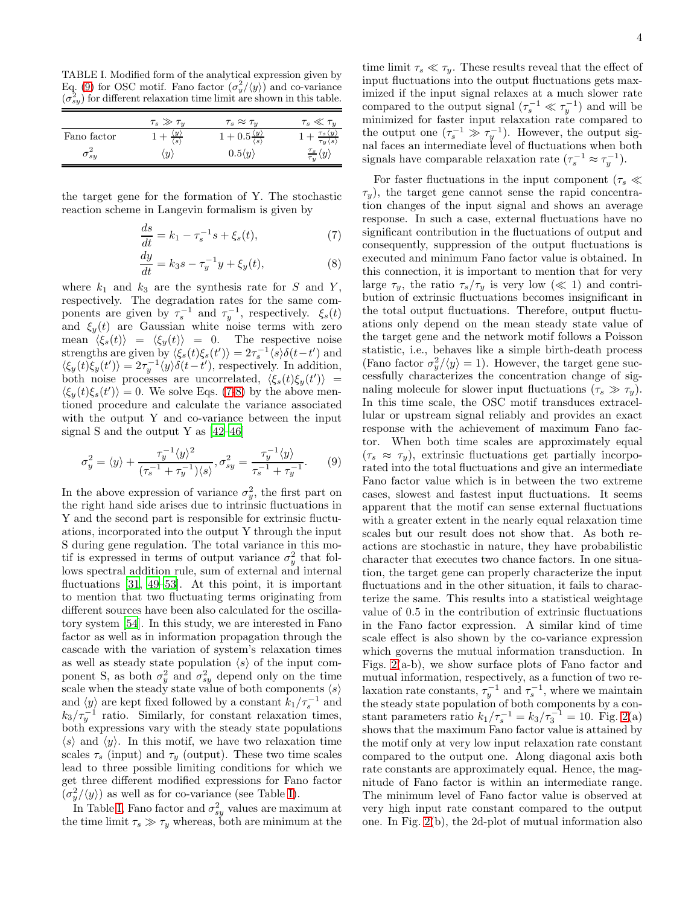TABLE I. Modified form of the analytical expression given by Eq. (9) for OSC motif. Fano factor ($\sigma_y^2/\langle y\rangle$) and co-variance ($\sigma_{sy}^2$) for different relaxation time limit are shown in this table.

| | $\tau_s \gg \tau_y$ | $\tau_s \approx \tau_y$ | $\tau_s \ll \tau_y$ |
|---|---|---|---|
| Fano factor | $1+\frac{\langle y\rangle}{\langle s\rangle}$ | $1+0.5\frac{\langle y\rangle}{\langle s\rangle}$ | $1+\frac{\tau_s\langle y\rangle}{\tau_y\langle s\rangle}$ |
| $\sigma_{sy}^2$ | $\langle y\rangle$ | $0.5\langle y\rangle$ | $\frac{\tau_s}{\tau_y}\langle y\rangle$ |

the target gene for the formation of Y. The stochastic reaction scheme in Langevin formalism is given by

$$\frac{ds}{dt} = k_1 - \tau_s^{-1}s + \xi_s(t), \quad (7)$$

$$\frac{dy}{dt} = k_3 s - \tau_y^{-1}y + \xi_y(t), \quad (8)$$

where $k_1$ and $k_3$ are the synthesis rate for $S$ and $Y$, respectively. The degradation rates for the same components are given by $\tau_s^{-1}$ and $\tau_y^{-1}$, respectively. $\xi_s(t)$ and $\xi_y(t)$ are Gaussian white noise terms with zero mean $\langle\xi_s(t)\rangle = \langle\xi_y(t)\rangle = 0$. The respective noise strengths are given by $\langle\xi_s(t)\xi_s(t')\rangle = 2\tau_s^{-1}\langle s\rangle\delta(t-t')$ and $\langle\xi_y(t)\xi_y(t')\rangle = 2\tau_y^{-1}\langle y\rangle\delta(t-t')$, respectively. In addition, both noise processes are uncorrelated, $\langle\xi_s(t)\xi_y(t')\rangle = \langle\xi_y(t)\xi_s(t')\rangle = 0$. We solve Eqs. (7-8) by the above mentioned procedure and calculate the variance associated with the output Y and co-variance between the input signal S and the output Y as [42–46]

$$\sigma_y^2 = \langle y\rangle + \frac{\tau_y^{-1}\langle y\rangle^2}{(\tau_s^{-1}+\tau_y^{-1})\langle s\rangle}, \sigma_{sy}^2 = \frac{\tau_y^{-1}\langle y\rangle}{\tau_s^{-1}+\tau_y^{-1}}. \quad (9)$$

In the above expression of variance $\sigma_y^2$, the first part on the right hand side arises due to intrinsic fluctuations in Y and the second part is responsible for extrinsic fluctuations, incorporated into the output Y through the input S during gene regulation. The total variance in this motif is expressed in terms of output variance $\sigma_y^2$ that follows spectral addition rule, sum of external and internal fluctuations [31, 49–53]. At this point, it is important to mention that two fluctuating terms originating from different sources have been also calculated for the oscillatory system [54]. In this study, we are interested in Fano factor as well as in information propagation through the cascade with the variation of system's relaxation times as well as steady state population $\langle s\rangle$ of the input component S, as both $\sigma_y^2$ and $\sigma_{sy}^2$ depend only on the time scale when the steady state value of both components $\langle s\rangle$ and $\langle y\rangle$ are kept fixed followed by a constant $k_1/\tau_s^{-1}$ and $k_3/\tau_y^{-1}$ ratio. Similarly, for constant relaxation times, both expressions vary with the steady state populations $\langle s\rangle$ and $\langle y\rangle$. In this motif, we have two relaxation time scales $\tau_s$ (input) and $\tau_y$ (output). These two time scales lead to three possible limiting conditions for which we get three different modified expressions for Fano factor ($\sigma_y^2/\langle y\rangle$) as well as for co-variance (see Table I).

In Table I, Fano factor and $\sigma_{sy}^2$ values are maximum at the time limit $\tau_s \gg \tau_y$ whereas, both are minimum at the time limit $\tau_s \ll \tau_y$. These results reveal that the effect of input fluctuations into the output fluctuations gets maximized if the input signal relaxes at a much slower rate compared to the output signal ($\tau_s^{-1} \ll \tau_y^{-1}$) and will be minimized for faster input relaxation rate compared to the output one ($\tau_s^{-1} \gg \tau_y^{-1}$). However, the output signal faces an intermediate level of fluctuations when both signals have comparable relaxation rate ($\tau_s^{-1} \approx \tau_y^{-1}$).

For faster fluctuations in the input component ($\tau_s \ll \tau_y$), the target gene cannot sense the rapid concentration changes of the input signal and shows an average response. In such a case, external fluctuations have no significant contribution in the fluctuations of output and consequently, suppression of the output fluctuations is executed and minimum Fano factor value is obtained. In this connection, it is important to mention that for very large $\tau_y$, the ratio $\tau_s/\tau_y$ is very low ($\ll 1$) and contribution of extrinsic fluctuations becomes insignificant in the total output fluctuations. Therefore, output fluctuations only depend on the mean steady state value of the target gene and the network motif follows a Poisson statistic, i.e., behaves like a simple birth-death process (Fano factor $\sigma_y^2/\langle y\rangle = 1$). However, the target gene successfully characterizes the concentration change of signaling molecule for slower input fluctuations ($\tau_s \gg \tau_y$). In this time scale, the OSC motif transduces extracellular or upstream signal reliably and provides an exact response with the achievement of maximum Fano factor. When both time scales are approximately equal ($\tau_s \approx \tau_y$), extrinsic fluctuations get partially incorporated into the total fluctuations and give an intermediate Fano factor value which is in between the two extreme cases, slowest and fastest input fluctuations. It seems apparent that the motif can sense external fluctuations with a greater extent in the nearly equal relaxation time scales but our result does not show that. As both reactions are stochastic in nature, they have probabilistic character that executes two chance factors. In one situation, the target gene can properly characterize the input fluctuations and in the other situation, it fails to characterize the same. This results into a statistical weightage value of 0.5 in the contribution of extrinsic fluctuations in the Fano factor expression. A similar kind of time scale effect is also shown by the co-variance expression which governs the mutual information transduction. In Figs. 2(a-b), we show surface plots of Fano factor and mutual information, respectively, as a function of two relaxation rate constants, $\tau_y^{-1}$ and $\tau_s^{-1}$, where we maintain the steady state population of both components by a constant parameters ratio $k_1/\tau_s^{-1} = k_3/\tau_3^{-1} = 10$. Fig. 2(a) shows that the maximum Fano factor value is attained by the motif only at very low input relaxation rate constant compared to the output one. Along diagonal axis both rate constants are approximately equal. Hence, the magnitude of Fano factor is within an intermediate range. The minimum level of Fano factor value is observed at very high input rate constant compared to the output one. In Fig. 2(b), the 2d-plot of mutual information also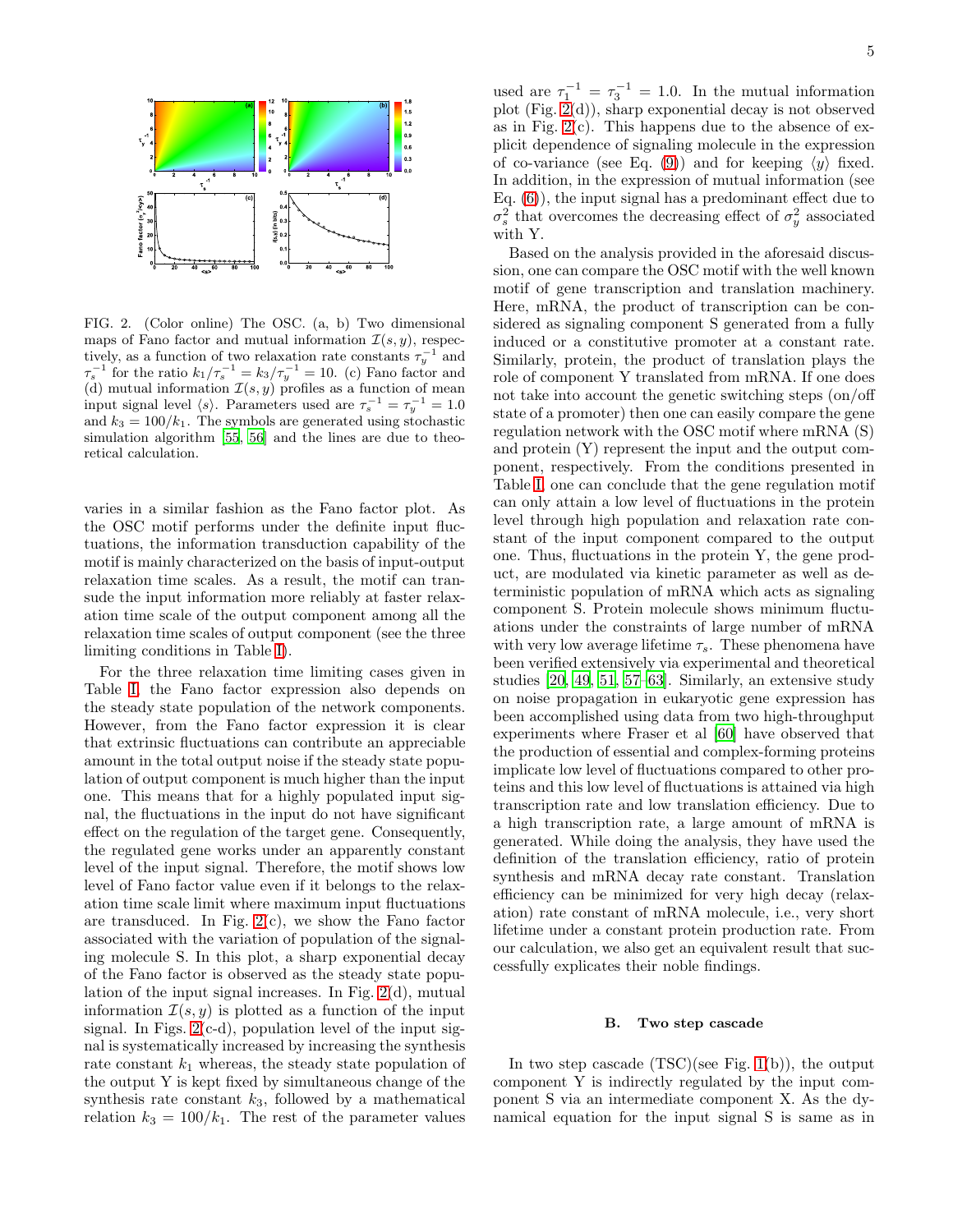FIG. 2. (Color online) The OSC. (a, b) Two dimensional maps of Fano factor and mutual information $\mathcal{I}(s, y)$, respectively, as a function of two relaxation rate constants $\tau_y^{-1}$ and $\tau_s^{-1}$ for the ratio $k_1/\tau_s^{-1} = k_3/\tau_y^{-1} = 10$. (c) Fano factor and (d) mutual information $\mathcal{I}(s, y)$ profiles as a function of mean input signal level $\langle s \rangle$. Parameters used are $\tau_s^{-1} = \tau_y^{-1} = 1.0$ and $k_3 = 100/k_1$. The symbols are generated using stochastic simulation algorithm [55, 56] and the lines are due to theoretical calculation.

varies in a similar fashion as the Fano factor plot. As the OSC motif performs under the definite input fluctuations, the information transduction capability of the motif is mainly characterized on the basis of input-output relaxation time scales. As a result, the motif can transude the input information more reliably at faster relaxation time scale of the output component among all the relaxation time scales of output component (see the three limiting conditions in Table I).

For the three relaxation time limiting cases given in Table I, the Fano factor expression also depends on the steady state population of the network components. However, from the Fano factor expression it is clear that extrinsic fluctuations can contribute an appreciable amount in the total output noise if the steady state population of output component is much higher than the input one. This means that for a highly populated input signal, the fluctuations in the input do not have significant effect on the regulation of the target gene. Consequently, the regulated gene works under an apparently constant level of the input signal. Therefore, the motif shows low level of Fano factor value even if it belongs to the relaxation time scale limit where maximum input fluctuations are transduced. In Fig. 2(c), we show the Fano factor associated with the variation of population of the signaling molecule S. In this plot, a sharp exponential decay of the Fano factor is observed as the steady state population of the input signal increases. In Fig. 2(d), mutual information $\mathcal{I}(s, y)$ is plotted as a function of the input signal. In Figs. 2(c-d), population level of the input signal is systematically increased by increasing the synthesis rate constant $k_1$ whereas, the steady state population of the output Y is kept fixed by simultaneous change of the synthesis rate constant $k_3$, followed by a mathematical relation $k_3 = 100/k_1$. The rest of the parameter values used are $\tau_1^{-1} = \tau_3^{-1} = 1.0$. In the mutual information plot (Fig. 2(d)), sharp exponential decay is not observed as in Fig. 2(c). This happens due to the absence of explicit dependence of signaling molecule in the expression of co-variance (see Eq. (9)) and for keeping $\langle y \rangle$ fixed. In addition, in the expression of mutual information (see Eq. (6)), the input signal has a predominant effect due to $\sigma_s^2$ that overcomes the decreasing effect of $\sigma_y^2$ associated with Y.

Based on the analysis provided in the aforesaid discussion, one can compare the OSC motif with the well known motif of gene transcription and translation machinery. Here, mRNA, the product of transcription can be considered as signaling component S generated from a fully induced or a constitutive promoter at a constant rate. Similarly, protein, the product of translation plays the role of component Y translated from mRNA. If one does not take into account the genetic switching steps (on/off state of a promoter) then one can easily compare the gene regulation network with the OSC motif where mRNA (S) and protein (Y) represent the input and the output component, respectively. From the conditions presented in Table I, one can conclude that the gene regulation motif can only attain a low level of fluctuations in the protein level through high population and relaxation rate constant of the input component compared to the output one. Thus, fluctuations in the protein Y, the gene product, are modulated via kinetic parameter as well as deterministic population of mRNA which acts as signaling component S. Protein molecule shows minimum fluctuations under the constraints of large number of mRNA with very low average lifetime $\tau_s$. These phenomena have been verified extensively via experimental and theoretical studies [20, 49, 51, 57–63]. Similarly, an extensive study on noise propagation in eukaryotic gene expression has been accomplished using data from two high-throughput experiments where Fraser et al [60] have observed that the production of essential and complex-forming proteins implicate low level of fluctuations compared to other proteins and this low level of fluctuations is attained via high transcription rate and low translation efficiency. Due to a high transcription rate, a large amount of mRNA is generated. While doing the analysis, they have used the definition of the translation efficiency, ratio of protein synthesis and mRNA decay rate constant. Translation efficiency can be minimized for very high decay (relaxation) rate constant of mRNA molecule, i.e., very short lifetime under a constant protein production rate. From our calculation, we also get an equivalent result that successfully explicates their noble findings.

### B. Two step cascade

In two step cascade (TSC)(see Fig. 1(b)), the output component Y is indirectly regulated by the input component S via an intermediate component X. As the dynamical equation for the input signal S is same as in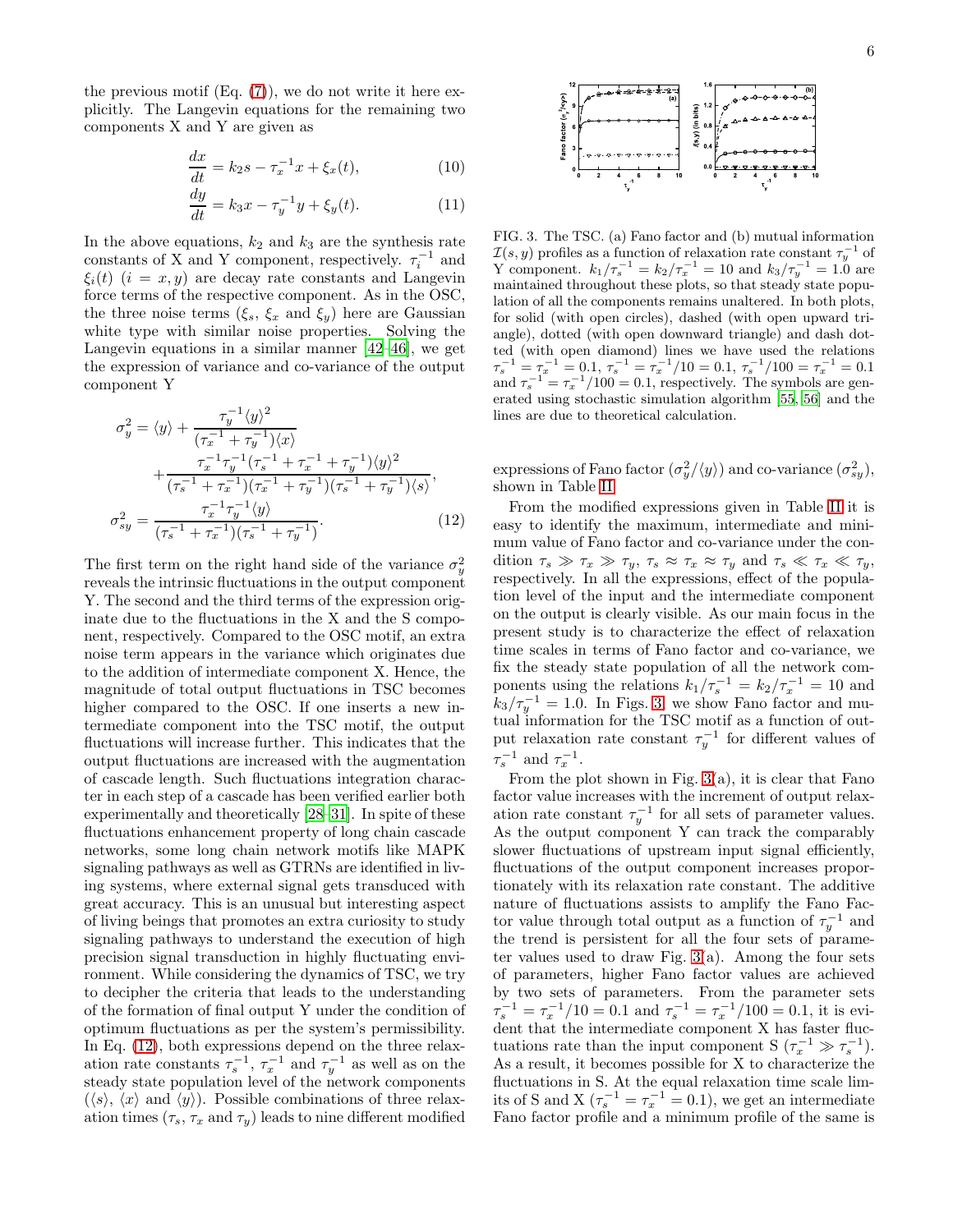the previous motif (Eq. (7)), we do not write it here explicitly. The Langevin equations for the remaining two components X and Y are given as

$$\frac{dx}{dt} = k_2 s - \tau_x^{-1} x + \xi_x(t), \tag{10}$$

$$\frac{dy}{dt} = k_3 x - \tau_y^{-1} y + \xi_y(t). \tag{11}$$

In the above equations, $k_2$ and $k_3$ are the synthesis rate constants of X and Y component, respectively. $\tau_i^{-1}$ and $\xi_i(t)$ $(i = x, y)$ are decay rate constants and Langevin force terms of the respective component. As in the OSC, the three noise terms ($\xi_s$, $\xi_x$ and $\xi_y$) here are Gaussian white type with similar noise properties. Solving the Langevin equations in a similar manner [42–46], we get the expression of variance and co-variance of the output component Y

$$\sigma_y^2 = \langle y\rangle + \frac{\tau_y^{-1}\langle y\rangle^2}{(\tau_x^{-1}+\tau_y^{-1})\langle x\rangle} + \frac{\tau_x^{-1}\tau_y^{-1}(\tau_s^{-1}+\tau_x^{-1}+\tau_y^{-1})\langle y\rangle^2}{(\tau_s^{-1}+\tau_x^{-1})(\tau_x^{-1}+\tau_y^{-1})(\tau_s^{-1}+\tau_y^{-1})\langle s\rangle},$$

$$\sigma_{sy}^2 = \frac{\tau_x^{-1}\tau_y^{-1}\langle y\rangle}{(\tau_s^{-1}+\tau_x^{-1})(\tau_s^{-1}+\tau_y^{-1})}. \tag{12}$$

The first term on the right hand side of the variance $\sigma_y^2$ reveals the intrinsic fluctuations in the output component Y. The second and the third terms of the expression originate due to the fluctuations in the X and the S component, respectively. Compared to the OSC motif, an extra noise term appears in the variance which originates due to the addition of intermediate component X. Hence, the magnitude of total output fluctuations in TSC becomes higher compared to the OSC. If one inserts a new intermediate component into the TSC motif, the output fluctuations will increase further. This indicates that the output fluctuations are increased with the augmentation of cascade length. Such fluctuations integration character in each step of a cascade has been verified earlier both experimentally and theoretically [28–31]. In spite of these fluctuations enhancement property of long chain cascade networks, some long chain network motifs like MAPK signaling pathways as well as GTRNs are identified in living systems, where external signal gets transduced with great accuracy. This is an unusual but interesting aspect of living beings that promotes an extra curiosity to study signaling pathways to understand the execution of high precision signal transduction in highly fluctuating environment. While considering the dynamics of TSC, we try to decipher the criteria that leads to the understanding of the formation of final output Y under the condition of optimum fluctuations as per the system's permissibility. In Eq. (12), both expressions depend on the three relaxation rate constants $\tau_s^{-1}$, $\tau_x^{-1}$ and $\tau_y^{-1}$ as well as on the steady state population level of the network components ($\langle s\rangle$, $\langle x\rangle$ and $\langle y\rangle$). Possible combinations of three relaxation times ($\tau_s$, $\tau_x$ and $\tau_y$) leads to nine different modified

FIG. 3. The TSC. (a) Fano factor and (b) mutual information $\mathcal{I}(s, y)$ profiles as a function of relaxation rate constant $\tau_y^{-1}$ of Y component. $k_1/\tau_s^{-1} = k_2/\tau_x^{-1} = 10$ and $k_3/\tau_y^{-1} = 1.0$ are maintained throughout these plots, so that steady state population of all the components remains unaltered. In both plots, for solid (with open circles), dashed (with open upward triangle), dotted (with open downward triangle) and dash dotted (with open diamond) lines we have used the relations $\tau_s^{-1} = \tau_x^{-1} = 0.1$, $\tau_s^{-1} = \tau_x^{-1}/10 = 0.1$, $\tau_s^{-1}/100 = \tau_x^{-1} = 0.1$ and $\tau_s^{-1} = \tau_x^{-1}/100 = 0.1$, respectively. The symbols are generated using stochastic simulation algorithm [55, 56] and the lines are due to theoretical calculation.

expressions of Fano factor ($\sigma_y^2/\langle y\rangle$) and co-variance ($\sigma_{sy}^2$), shown in Table II.

From the modified expressions given in Table II it is easy to identify the maximum, intermediate and minimum value of Fano factor and co-variance under the condition $\tau_s \gg \tau_x \gg \tau_y$, $\tau_s \approx \tau_x \approx \tau_y$ and $\tau_s \ll \tau_x \ll \tau_y$, respectively. In all the expressions, effect of the population level of the input and the intermediate component on the output is clearly visible. As our main focus in the present study is to characterize the effect of relaxation time scales in terms of Fano factor and co-variance, we fix the steady state population of all the network components using the relations $k_1/\tau_s^{-1} = k_2/\tau_x^{-1} = 10$ and $k_3/\tau_y^{-1} = 1.0$. In Figs. 3, we show Fano factor and mutual information for the TSC motif as a function of output relaxation rate constant $\tau_y^{-1}$ for different values of $\tau_s^{-1}$ and $\tau_x^{-1}$.

From the plot shown in Fig. 3(a), it is clear that Fano factor value increases with the increment of output relaxation rate constant $\tau_y^{-1}$ for all sets of parameter values. As the output component Y can track the comparably slower fluctuations of upstream input signal efficiently, fluctuations of the output component increases proportionately with its relaxation rate constant. The additive nature of fluctuations assists to amplify the Fano Factor value through total output as a function of $\tau_y^{-1}$ and the trend is persistent for all the four sets of parameter values used to draw Fig. 3(a). Among the four sets of parameters, higher Fano factor values are achieved by two sets of parameters. From the parameter sets $\tau_s^{-1} = \tau_x^{-1}/10 = 0.1$ and $\tau_s^{-1} = \tau_x^{-1}/100 = 0.1$, it is evident that the intermediate component X has faster fluctuations rate than the input component S ($\tau_x^{-1} \gg \tau_s^{-1}$). As a result, it becomes possible for X to characterize the fluctuations in S. At the equal relaxation time scale limits of S and X ($\tau_s^{-1} = \tau_x^{-1} = 0.1$), we get an intermediate Fano factor profile and a minimum profile of the same is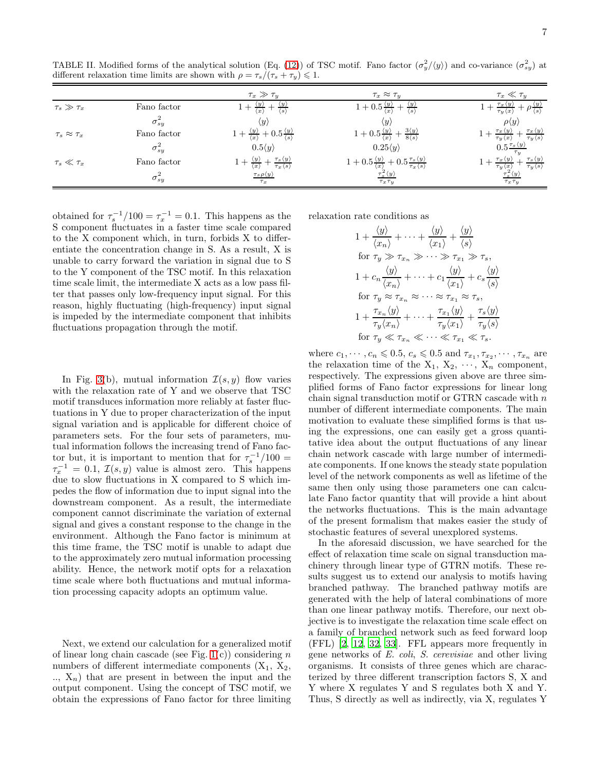TABLE II. Modified forms of the analytical solution (Eq. (12)) of TSC motif. Fano factor ($\sigma_y^2/\langle y\rangle$) and co-variance ($\sigma_{sy}^2$) at different relaxation time limits are shown with $\rho = \tau_s/(\tau_s+\tau_y) \leqslant 1$.

| | | $\tau_x \gg \tau_y$ | $\tau_x \approx \tau_y$ | $\tau_x \ll \tau_y$ |
|---|---|---|---|---|
| $\tau_s \gg \tau_x$ | Fano factor | $1 + \frac{\langle y\rangle}{\langle x\rangle} + \frac{\langle y\rangle}{\langle s\rangle}$ | $1 + 0.5\frac{\langle y\rangle}{\langle x\rangle} + \frac{\langle y\rangle}{\langle s\rangle}$ | $1 + \frac{\tau_x\langle y\rangle}{\tau_y\langle x\rangle} + \rho\frac{\langle y\rangle}{\langle s\rangle}$ |
| | $\sigma_{sy}^2$ | $\langle y\rangle$ | $\langle y\rangle$ | $\rho\langle y\rangle$ |
| $\tau_s \approx \tau_x$ | Fano factor | $1 + \frac{\langle y\rangle}{\langle x\rangle} + 0.5\frac{\langle y\rangle}{\langle s\rangle}$ | $1 + 0.5\frac{\langle y\rangle}{\langle x\rangle} + \frac{3\langle y\rangle}{8\langle s\rangle}$ | $1 + \frac{\tau_x\langle y\rangle}{\tau_y\langle x\rangle} + \frac{\tau_x\langle y\rangle}{\tau_y\langle s\rangle}$ |
| | $\sigma_{sy}^2$ | $0.5\langle y\rangle$ | $0.25\langle y\rangle$ | $0.5\frac{\tau_s\langle y\rangle}{\tau_y}$ |
| $\tau_s \ll \tau_x$ | Fano factor | $1 + \frac{\langle y\rangle}{\langle x\rangle} + \frac{\tau_s\langle y\rangle}{\tau_x\langle s\rangle}$ | $1 + 0.5\frac{\langle y\rangle}{\langle x\rangle} + 0.5\frac{\tau_s\langle y\rangle}{\tau_x\langle s\rangle}$ | $1 + \frac{\tau_x\langle y\rangle}{\tau_y\langle x\rangle} + \frac{\tau_s\langle y\rangle}{\tau_y\langle s\rangle}$ |
| | $\sigma_{sy}^2$ | $\frac{\tau_s\rho\langle y\rangle}{\tau_x}$ | $\frac{\tau_s^2\langle y\rangle}{\tau_x\tau_y}$ | $\frac{\tau_s^2\langle y\rangle}{\tau_x\tau_y}$ |

obtained for $\tau_s^{-1}/100 = \tau_x^{-1} = 0.1$. This happens as the S component fluctuates in a faster time scale compared to the X component which, in turn, forbids X to differentiate the concentration change in S. As a result, X is unable to carry forward the variation in signal due to S to the Y component of the TSC motif. In this relaxation time scale limit, the intermediate X acts as a low pass filter that passes only low-frequency input signal. For this reason, highly fluctuating (high-frequency) input signal is impeded by the intermediate component that inhibits fluctuations propagation through the motif.

In Fig. 3(b), mutual information $\mathcal{I}(s,y)$ flow varies with the relaxation rate of Y and we observe that TSC motif transduces information more reliably at faster fluctuations in Y due to proper characterization of the input signal variation and is applicable for different choice of parameters sets. For the four sets of parameters, mutual information follows the increasing trend of Fano factor but, it is important to mention that for $\tau_s^{-1}/100 = \tau_x^{-1} = 0.1$, $\mathcal{I}(s,y)$ value is almost zero. This happens due to slow fluctuations in X compared to S which impedes the flow of information due to input signal into the downstream component. As a result, the intermediate component cannot discriminate the variation of external signal and gives a constant response to the change in the environment. Although the Fano factor is minimum at this time frame, the TSC motif is unable to adapt due to the approximately zero mutual information processing ability. Hence, the network motif opts for a relaxation time scale where both fluctuations and mutual information processing capacity adopts an optimum value.

Next, we extend our calculation for a generalized motif of linear long chain cascade (see Fig. 1(c)) considering $n$ numbers of different intermediate components ($X_1$, $X_2$, .., $X_n$) that are present in between the input and the output component. Using the concept of TSC motif, we obtain the expressions of Fano factor for three limiting relaxation rate conditions as

$$
\begin{aligned}
&1 + \frac{\langle y\rangle}{\langle x_n\rangle} + \cdots + \frac{\langle y\rangle}{\langle x_1\rangle} + \frac{\langle y\rangle}{\langle s\rangle} \\
&\text{for } \tau_y \gg \tau_{x_n} \gg \cdots \gg \tau_{x_1} \gg \tau_s, \\
&1 + c_n\frac{\langle y\rangle}{\langle x_n\rangle} + \cdots + c_1\frac{\langle y\rangle}{\langle x_1\rangle} + c_s\frac{\langle y\rangle}{\langle s\rangle} \\
&\text{for } \tau_y \approx \tau_{x_n} \approx \cdots \approx \tau_{x_1} \approx \tau_s, \\
&1 + \frac{\tau_{x_n}\langle y\rangle}{\tau_y\langle x_n\rangle} + \cdots + \frac{\tau_{x_1}\langle y\rangle}{\tau_y\langle x_1\rangle} + \frac{\tau_s\langle y\rangle}{\tau_y\langle s\rangle} \\
&\text{for } \tau_y \ll \tau_{x_n} \ll \cdots \ll \tau_{x_1} \ll \tau_s.
\end{aligned}
$$

where $c_1, \cdots, c_n \leqslant 0.5$, $c_s \leqslant 0.5$ and $\tau_{x_1}, \tau_{x_2}, \cdots, \tau_{x_n}$ are the relaxation time of the $X_1$, $X_2$, $\cdots$, $X_n$ component, respectively. The expressions given above are three simplified forms of Fano factor expressions for linear long chain signal transduction motif or GTRN cascade with $n$ number of different intermediate components. The main motivation to evaluate these simplified forms is that using the expressions, one can easily get a gross quantitative idea about the output fluctuations of any linear chain network cascade with large number of intermediate components. If one knows the steady state population level of the network components as well as lifetime of the same then only using those parameters one can calculate Fano factor quantity that will provide a hint about the networks fluctuations. This is the main advantage of the present formalism that makes easier the study of stochastic features of several unexplored systems.

In the aforesaid discussion, we have searched for the effect of relaxation time scale on signal transduction machinery through linear type of GTRN motifs. These results suggest us to extend our analysis to motifs having branched pathway. The branched pathway motifs are generated with the help of lateral combinations of more than one linear pathway motifs. Therefore, our next objective is to investigate the relaxation time scale effect on a family of branched network such as feed forward loop (FFL) [2, 12, 32, 33]. FFL appears more frequently in gene networks of *E. coli*, *S. cerevisiae* and other living organisms. It consists of three genes which are characterized by three different transcription factors S, X and Y where X regulates Y and S regulates both X and Y. Thus, S directly as well as indirectly, via X, regulates Y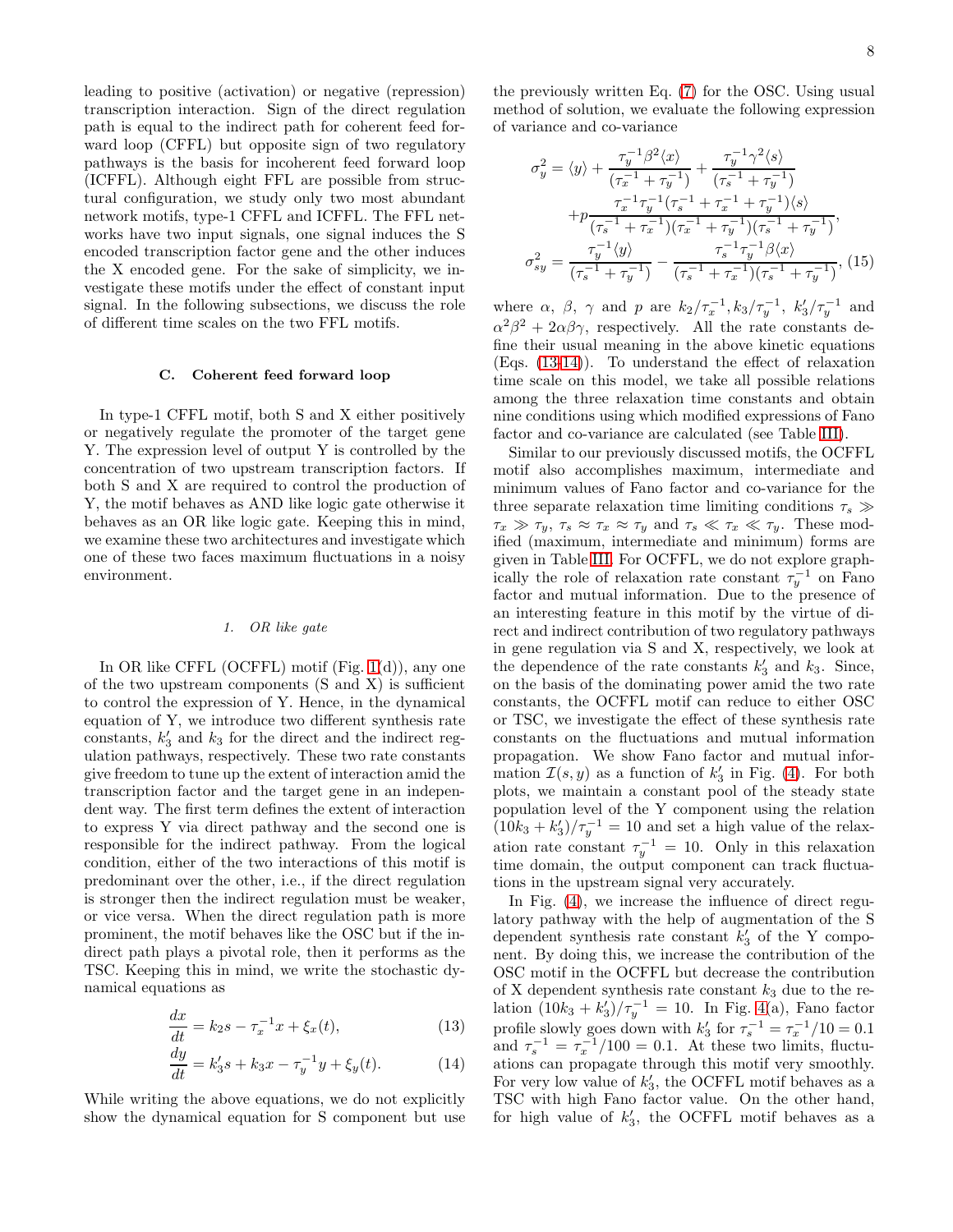leading to positive (activation) or negative (repression) transcription interaction. Sign of the direct regulation path is equal to the indirect path for coherent feed forward loop (CFFL) but opposite sign of two regulatory pathways is the basis for incoherent feed forward loop (ICFFL). Although eight FFL are possible from structural configuration, we study only two most abundant network motifs, type-1 CFFL and ICFFL. The FFL networks have two input signals, one signal induces the S encoded transcription factor gene and the other induces the X encoded gene. For the sake of simplicity, we investigate these motifs under the effect of constant input signal. In the following subsections, we discuss the role of different time scales on the two FFL motifs.

### C. Coherent feed forward loop

In type-1 CFFL motif, both S and X either positively or negatively regulate the promoter of the target gene Y. The expression level of output Y is controlled by the concentration of two upstream transcription factors. If both S and X are required to control the production of Y, the motif behaves as AND like logic gate otherwise it behaves as an OR like logic gate. Keeping this in mind, we examine these two architectures and investigate which one of these two faces maximum fluctuations in a noisy environment.

#### 1. OR like gate

In OR like CFFL (OCFFL) motif (Fig. 1(d)), any one of the two upstream components (S and X) is sufficient to control the expression of Y. Hence, in the dynamical equation of Y, we introduce two different synthesis rate constants, $k_3'$ and $k_3$ for the direct and the indirect regulation pathways, respectively. These two rate constants give freedom to tune up the extent of interaction amid the transcription factor and the target gene in an independent way. The first term defines the extent of interaction to express Y via direct pathway and the second one is responsible for the indirect pathway. From the logical condition, either of the two interactions of this motif is predominant over the other, i.e., if the direct regulation is stronger then the indirect regulation must be weaker, or vice versa. When the direct regulation path is more prominent, the motif behaves like the OSC but if the indirect path plays a pivotal role, then it performs as the TSC. Keeping this in mind, we write the stochastic dynamical equations as

$$\frac{dx}{dt} = k_2 s - \tau_x^{-1} x + \xi_x(t), \quad (13)$$

$$\frac{dy}{dt} = k_3' s + k_3 x - \tau_y^{-1} y + \xi_y(t). \quad (14)$$

While writing the above equations, we do not explicitly show the dynamical equation for S component but use the previously written Eq. (7) for the OSC. Using usual method of solution, we evaluate the following expression of variance and co-variance

$$\begin{aligned}
\sigma_y^2 &= \langle y \rangle + \frac{\tau_y^{-1}\beta^2 \langle x \rangle}{(\tau_x^{-1}+\tau_y^{-1})} + \frac{\tau_y^{-1}\gamma^2 \langle s \rangle}{(\tau_s^{-1}+\tau_y^{-1})} \\
&\quad + p\frac{\tau_x^{-1}\tau_y^{-1}(\tau_s^{-1}+\tau_x^{-1}+\tau_y^{-1})\langle s \rangle}{(\tau_s^{-1}+\tau_x^{-1})(\tau_x^{-1}+\tau_y^{-1})(\tau_s^{-1}+\tau_y^{-1})}, \\
\sigma_{sy}^2 &= \frac{\tau_y^{-1}\langle y \rangle}{(\tau_s^{-1}+\tau_y^{-1})} - \frac{\tau_s^{-1}\tau_y^{-1}\beta \langle x \rangle}{(\tau_s^{-1}+\tau_x^{-1})(\tau_s^{-1}+\tau_y^{-1})}, \quad (15)
\end{aligned}$$

where $\alpha$, $\beta$, $\gamma$ and $p$ are $k_2/\tau_x^{-1}, k_3/\tau_y^{-1}$, $k_3'/\tau_y^{-1}$ and $\alpha^2\beta^2 + 2\alpha\beta\gamma$, respectively. All the rate constants define their usual meaning in the above kinetic equations (Eqs. (13-14)). To understand the effect of relaxation time scale on this model, we take all possible relations among the three relaxation time constants and obtain nine conditions using which modified expressions of Fano factor and co-variance are calculated (see Table III).

Similar to our previously discussed motifs, the OCFFL motif also accomplishes maximum, intermediate and minimum values of Fano factor and co-variance for the three separate relaxation time limiting conditions $\tau_s \gg \tau_x \gg \tau_y$, $\tau_s \approx \tau_x \approx \tau_y$ and $\tau_s \ll \tau_x \ll \tau_y$. These modified (maximum, intermediate and minimum) forms are given in Table III. For OCFFL, we do not explore graphically the role of relaxation rate constant $\tau_y^{-1}$ on Fano factor and mutual information. Due to the presence of an interesting feature in this motif by the virtue of direct and indirect contribution of two regulatory pathways in gene regulation via S and X, respectively, we look at the dependence of the rate constants $k_3'$ and $k_3$. Since, on the basis of the dominating power amid the two rate constants, the OCFFL motif can reduce to either OSC or TSC, we investigate the effect of these synthesis rate constants on the fluctuations and mutual information propagation. We show Fano factor and mutual information $\mathcal{I}(s,y)$ as a function of $k_3'$ in Fig. (4). For both plots, we maintain a constant pool of the steady state population level of the Y component using the relation $(10k_3 + k_3')/\tau_y^{-1} = 10$ and set a high value of the relaxation rate constant $\tau_y^{-1} = 10$. Only in this relaxation time domain, the output component can track fluctuations in the upstream signal very accurately.

In Fig. (4), we increase the influence of direct regulatory pathway with the help of augmentation of the S dependent synthesis rate constant $k_3'$ of the Y component. By doing this, we increase the contribution of the OSC motif in the OCFFL but decrease the contribution of X dependent synthesis rate constant $k_3$ due to the relation $(10k_3 + k_3')/\tau_y^{-1} = 10$. In Fig. 4(a), Fano factor profile slowly goes down with $k_3'$ for $\tau_s^{-1} = \tau_x^{-1}/10 = 0.1$ and $\tau_s^{-1} = \tau_x^{-1}/100 = 0.1$. At these two limits, fluctuations can propagate through this motif very smoothly. For very low value of $k_3'$, the OCFFL motif behaves as a TSC with high Fano factor value. On the other hand, for high value of $k_3'$, the OCFFL motif behaves as a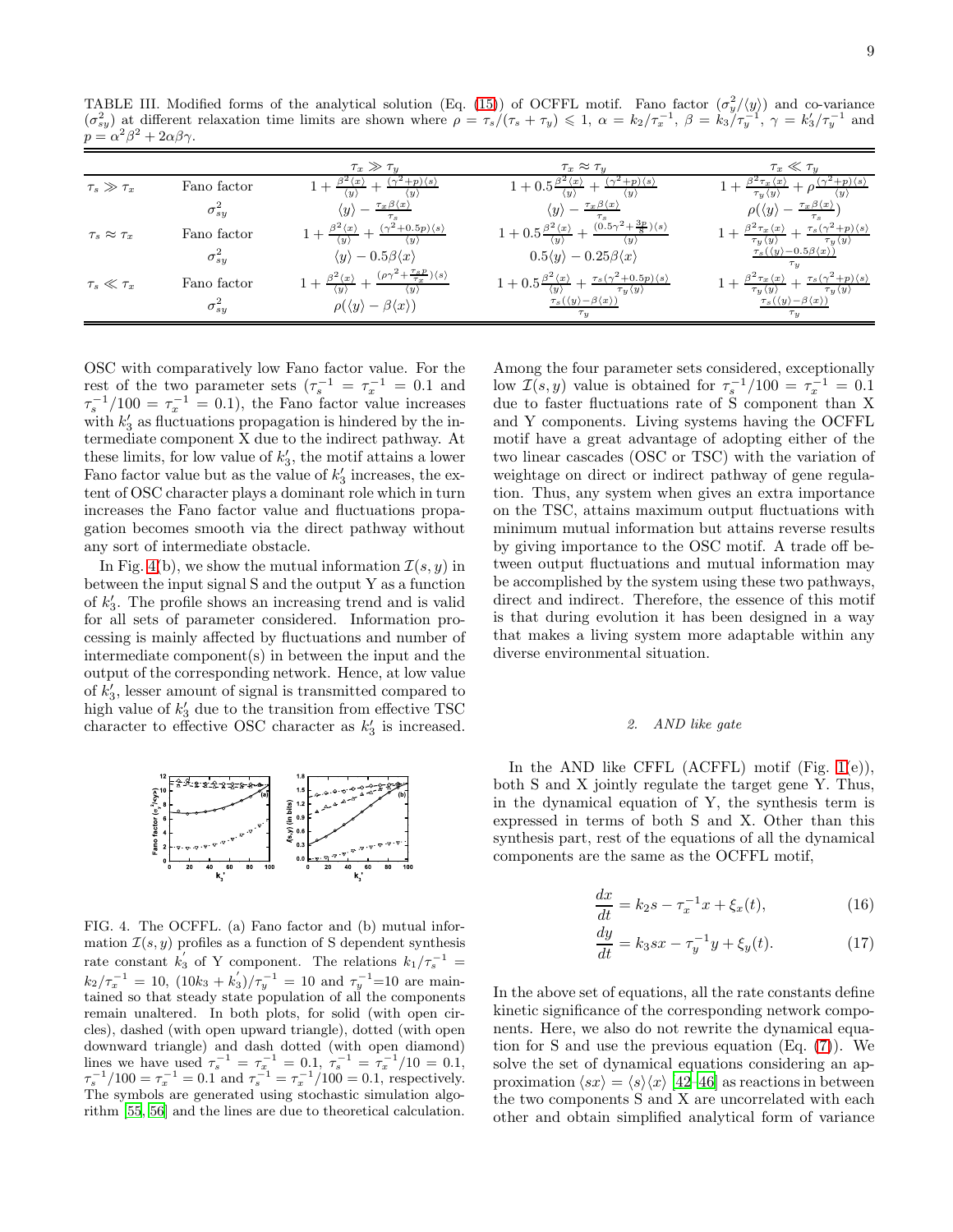TABLE III. Modified forms of the analytical solution (Eq. (15)) of OCFFL motif. Fano factor ($\sigma_y^2/\langle y\rangle$) and co-variance ($\sigma_{sy}^2$) at different relaxation time limits are shown where $\rho = \tau_s/(\tau_s+\tau_y) \leqslant 1$, $\alpha = k_2/\tau_x^{-1}$, $\beta = k_3/\tau_y^{-1}$, $\gamma = k_3'/\tau_y^{-1}$ and $p = \alpha^2\beta^2 + 2\alpha\beta\gamma$.

| | | $\tau_x \gg \tau_y$ | $\tau_x \approx \tau_y$ | $\tau_x \ll \tau_y$ |
|---|---|---|---|---|
| $\tau_s \gg \tau_x$ | Fano factor | $1+\frac{\beta^2\langle x\rangle}{\langle y\rangle}+\frac{(\gamma^2+p)\langle s\rangle}{\langle y\rangle}$ | $1+0.5\frac{\beta^2\langle x\rangle}{\langle y\rangle}+\frac{(\gamma^2+p)\langle s\rangle}{\langle y\rangle}$ | $1+\frac{\beta^2\tau_x\langle x\rangle}{\tau_y\langle y\rangle}+\rho\frac{(\gamma^2+p)\langle s\rangle}{\langle y\rangle}$ |
| | $\sigma_{sy}^2$ | $\langle y\rangle-\frac{\tau_x\beta\langle x\rangle}{\tau_s}$ | $\langle y\rangle-\frac{\tau_x\beta\langle x\rangle}{\tau_s}$ | $\rho(\langle y\rangle-\frac{\tau_x\beta\langle x\rangle}{\tau_s})$ |
| $\tau_s \approx \tau_x$ | Fano factor | $1+\frac{\beta^2\langle x\rangle}{\langle y\rangle}+\frac{(\gamma^2+0.5p)\langle s\rangle}{\langle y\rangle}$ | $1+0.5\frac{\beta^2\langle x\rangle}{\langle y\rangle}+\frac{(0.5\gamma^2+\frac{3p}{8})\langle s\rangle}{\langle y\rangle}$ | $1+\frac{\beta^2\tau_x\langle x\rangle}{\tau_y\langle y\rangle}+\frac{\tau_s(\gamma^2+p)\langle s\rangle}{\tau_y\langle y\rangle}$ |
| | $\sigma_{sy}^2$ | $\langle y\rangle-0.5\beta\langle x\rangle$ | $0.5\langle y\rangle-0.25\beta\langle x\rangle$ | $\frac{\tau_s(\langle y\rangle-0.5\beta\langle x\rangle)}{\tau_y}$ |
| $\tau_s \ll \tau_x$ | Fano factor | $1+\frac{\beta^2\langle x\rangle}{\langle y\rangle}+\frac{(\rho\gamma^2+\frac{\tau_s p}{\tau_x})\langle s\rangle}{\langle y\rangle}$ | $1+0.5\frac{\beta^2\langle x\rangle}{\langle y\rangle}+\frac{\tau_s(\gamma^2+0.5p)\langle s\rangle}{\tau_y\langle y\rangle}$ | $1+\frac{\beta^2\tau_x\langle x\rangle}{\tau_y\langle y\rangle}+\frac{\tau_s(\gamma^2+p)\langle s\rangle}{\tau_y\langle y\rangle}$ |
| | $\sigma_{sy}^2$ | $\rho(\langle y\rangle-\beta\langle x\rangle)$ | $\frac{\tau_s(\langle y\rangle-\beta\langle x\rangle)}{\tau_y}$ | $\frac{\tau_s(\langle y\rangle-\beta\langle x\rangle)}{\tau_y}$ |

OSC with comparatively low Fano factor value. For the rest of the two parameter sets ($\tau_s^{-1} = \tau_x^{-1} = 0.1$ and $\tau_s^{-1}/100 = \tau_x^{-1} = 0.1$), the Fano factor value increases with $k_3'$ as fluctuations propagation is hindered by the intermediate component X due to the indirect pathway. At these limits, for low value of $k_3'$, the motif attains a lower Fano factor value but as the value of $k_3'$ increases, the extent of OSC character plays a dominant role which in turn increases the Fano factor value and fluctuations propagation becomes smooth via the direct pathway without any sort of intermediate obstacle.

In Fig. 4(b), we show the mutual information $\mathcal{I}(s, y)$ in between the input signal S and the output Y as a function of $k_3'$. The profile shows an increasing trend and is valid for all sets of parameter considered. Information processing is mainly affected by fluctuations and number of intermediate component(s) in between the input and the output of the corresponding network. Hence, at low value of $k_3'$, lesser amount of signal is transmitted compared to high value of $k_3'$ due to the transition from effective TSC character to effective OSC character as $k_3'$ is increased.

FIG. 4. The OCFFL. (a) Fano factor and (b) mutual information $\mathcal{I}(s, y)$ profiles as a function of S dependent synthesis rate constant $k_3'$ of Y component. The relations $k_1/\tau_s^{-1} = k_2/\tau_x^{-1} = 10$, $(10k_3 + k_3')/\tau_y^{-1} = 10$ and $\tau_y^{-1}$=10 are maintained so that steady state population of all the components remain unaltered. In both plots, for solid (with open circles), dashed (with open upward triangle), dotted (with open downward triangle) and dash dotted (with open diamond) lines we have used $\tau_s^{-1} = \tau_x^{-1} = 0.1$, $\tau_s^{-1} = \tau_x^{-1}/10 = 0.1$, $\tau_s^{-1}/100 = \tau_x^{-1} = 0.1$ and $\tau_s^{-1} = \tau_x^{-1}/100 = 0.1$, respectively. The symbols are generated using stochastic simulation algorithm [55, 56] and the lines are due to theoretical calculation.

Among the four parameter sets considered, exceptionally low $\mathcal{I}(s, y)$ value is obtained for $\tau_s^{-1}/100 = \tau_x^{-1} = 0.1$ due to faster fluctuations rate of S component than X and Y components. Living systems having the OCFFL motif have a great advantage of adopting either of the two linear cascades (OSC or TSC) with the variation of weightage on direct or indirect pathway of gene regulation. Thus, any system when gives an extra importance on the TSC, attains maximum output fluctuations with minimum mutual information but attains reverse results by giving importance to the OSC motif. A trade off between output fluctuations and mutual information may be accomplished by the system using these two pathways, direct and indirect. Therefore, the essence of this motif is that during evolution it has been designed in a way that makes a living system more adaptable within any diverse environmental situation.

### 2. AND like gate

In the AND like CFFL (ACFFL) motif (Fig. 1(e)), both S and X jointly regulate the target gene Y. Thus, in the dynamical equation of Y, the synthesis term is expressed in terms of both S and X. Other than this synthesis part, rest of the equations of all the dynamical components are the same as the OCFFL motif,

$$\frac{dx}{dt} = k_2 s - \tau_x^{-1} x + \xi_x(t), \tag{16}$$

$$\frac{dy}{dt} = k_3 s x - \tau_y^{-1} y + \xi_y(t). \tag{17}$$

In the above set of equations, all the rate constants define kinetic significance of the corresponding network components. Here, we also do not rewrite the dynamical equation for S and use the previous equation (Eq. (7)). We solve the set of dynamical equations considering an approximation $\langle sx\rangle = \langle s\rangle\langle x\rangle$ [42–46] as reactions in between the two components S and X are uncorrelated with each other and obtain simplified analytical form of variance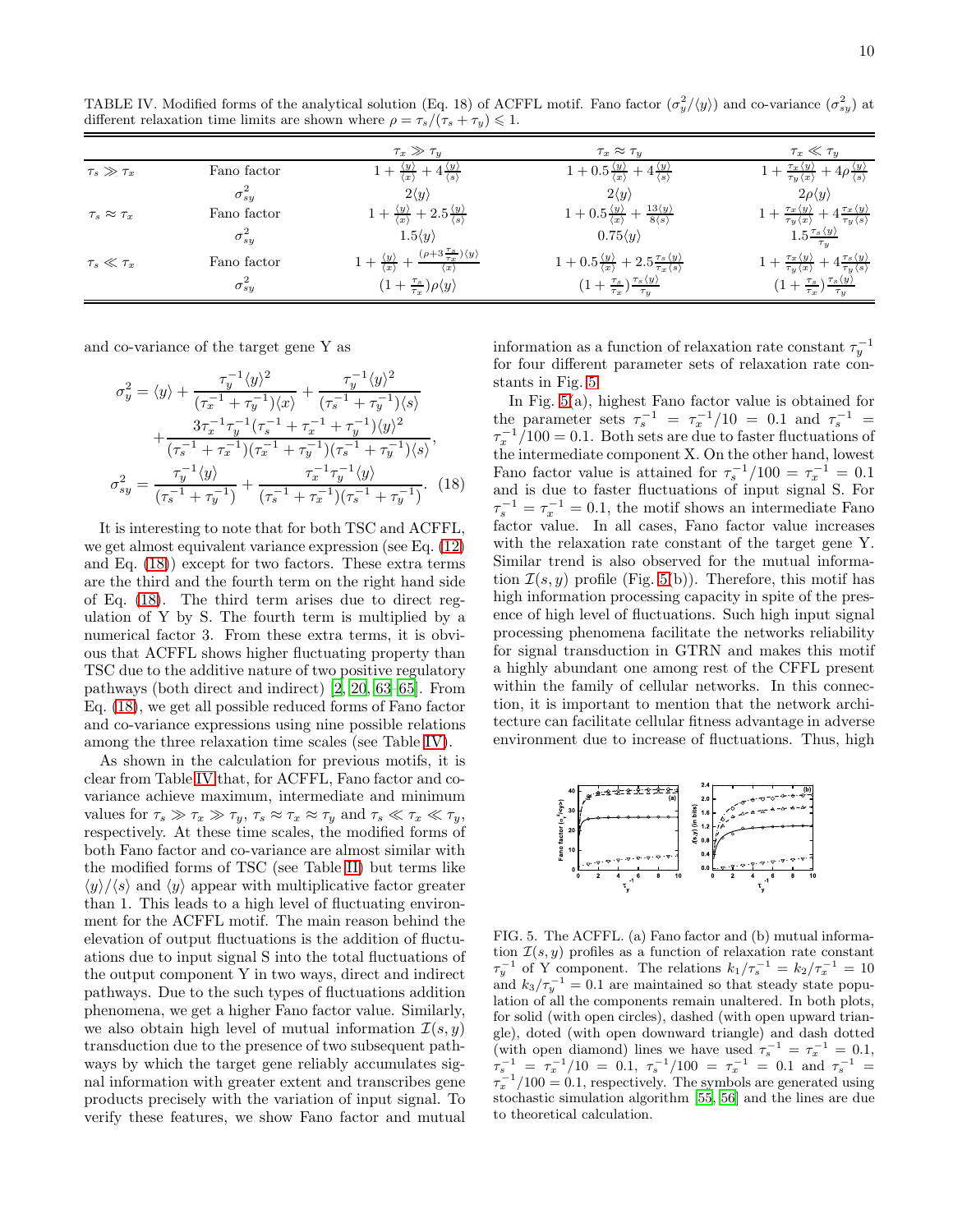TABLE IV. Modified forms of the analytical solution (Eq. 18) of ACFFL motif. Fano factor ($\sigma_y^2/\langle y\rangle$) and co-variance ($\sigma_{sy}^2$) at different relaxation time limits are shown where $\rho = \tau_s/(\tau_s+\tau_y) \leqslant 1$.

| | | $\tau_x \gg \tau_y$ | $\tau_x \approx \tau_y$ | $\tau_x \ll \tau_y$ |
|---|---|---|---|---|
| $\tau_s \gg \tau_x$ | Fano factor | $1+\frac{\langle y\rangle}{\langle x\rangle}+4\frac{\langle y\rangle}{\langle s\rangle}$ | $1+0.5\frac{\langle y\rangle}{\langle x\rangle}+4\frac{\langle y\rangle}{\langle s\rangle}$ | $1+\frac{\tau_x}{\tau_y}\frac{\langle y\rangle}{\langle x\rangle}+4\rho\frac{\langle y\rangle}{\langle s\rangle}$ |
| | $\sigma_{sy}^2$ | $2\langle y\rangle$ | $2\langle y\rangle$ | $2\rho\langle y\rangle$ |
| $\tau_s \approx \tau_x$ | Fano factor | $1+\frac{\langle y\rangle}{\langle x\rangle}+2.5\frac{\langle y\rangle}{\langle s\rangle}$ | $1+0.5\frac{\langle y\rangle}{\langle x\rangle}+\frac{13\langle y\rangle}{8\langle s\rangle}$ | $1+\frac{\tau_x}{\tau_y}\frac{\langle y\rangle}{\langle x\rangle}+4\frac{\tau_x}{\tau_y}\frac{\langle y\rangle}{\langle s\rangle}$ |
| | $\sigma_{sy}^2$ | $1.5\langle y\rangle$ | $0.75\langle y\rangle$ | $1.5\frac{\tau_s}{\tau_y}\langle y\rangle$ |
| $\tau_s \ll \tau_x$ | Fano factor | $1+\frac{\langle y\rangle}{\langle x\rangle}+\frac{(\rho+3\frac{\tau_s}{\tau_x})\langle y\rangle}{\langle x\rangle}$ | $1+0.5\frac{\langle y\rangle}{\langle x\rangle}+2.5\frac{\tau_s\langle y\rangle}{\tau_x\langle s\rangle}$ | $1+\frac{\tau_x}{\tau_y}\frac{\langle y\rangle}{\langle x\rangle}+4\frac{\tau_s}{\tau_y}\frac{\langle y\rangle}{\langle s\rangle}$ |
| | $\sigma_{sy}^2$ | $(1+\frac{\tau_s}{\tau_x})\rho\langle y\rangle$ | $(1+\frac{\tau_s}{\tau_x})\frac{\tau_s\langle y\rangle}{\tau_y}$ | $(1+\frac{\tau_s}{\tau_x})\frac{\tau_s\langle y\rangle}{\tau_y}$ |

and co-variance of the target gene Y as

$$\sigma_y^2 = \langle y\rangle + \frac{\tau_y^{-1}\langle y\rangle^2}{(\tau_x^{-1}+\tau_y^{-1})\langle x\rangle} + \frac{\tau_y^{-1}\langle y\rangle^2}{(\tau_s^{-1}+\tau_y^{-1})\langle s\rangle} + \frac{3\tau_x^{-1}\tau_y^{-1}(\tau_s^{-1}+\tau_x^{-1}+\tau_y^{-1})\langle y\rangle^2}{(\tau_s^{-1}+\tau_x^{-1})(\tau_x^{-1}+\tau_y^{-1})(\tau_s^{-1}+\tau_y^{-1})\langle s\rangle},$$

$$\sigma_{sy}^2 = \frac{\tau_y^{-1}\langle y\rangle}{(\tau_s^{-1}+\tau_y^{-1})} + \frac{\tau_x^{-1}\tau_y^{-1}\langle y\rangle}{(\tau_s^{-1}+\tau_x^{-1})(\tau_s^{-1}+\tau_y^{-1})}. \quad (18)$$

It is interesting to note that for both TSC and ACFFL, we get almost equivalent variance expression (see Eq. (12) and Eq. (18)) except for two factors. These extra terms are the third and the fourth term on the right hand side of Eq. (18). The third term arises due to direct regulation of Y by S. The fourth term is multiplied by a numerical factor 3. From these extra terms, it is obvious that ACFFL shows higher fluctuating property than TSC due to the additive nature of two positive regulatory pathways (both direct and indirect) [2, 20, 63–65]. From Eq. (18), we get all possible reduced forms of Fano factor and co-variance expressions using nine possible relations among the three relaxation time scales (see Table IV).

As shown in the calculation for previous motifs, it is clear from Table IV that, for ACFFL, Fano factor and co-variance achieve maximum, intermediate and minimum values for $\tau_s \gg \tau_x \gg \tau_y$, $\tau_s \approx \tau_x \approx \tau_y$ and $\tau_s \ll \tau_x \ll \tau_y$, respectively. At these time scales, the modified forms of both Fano factor and co-variance are almost similar with the modified forms of TSC (see Table II) but terms like $\langle y\rangle/\langle s\rangle$ and $\langle y\rangle$ appear with multiplicative factor greater than 1. This leads to a high level of fluctuating environment for the ACFFL motif. The main reason behind the elevation of output fluctuations is the addition of fluctuations due to input signal S into the total fluctuations of the output component Y in two ways, direct and indirect pathways. Due to the such types of fluctuations addition phenomena, we get a higher Fano factor value. Similarly, we also obtain high level of mutual information $\mathcal{I}(s,y)$ transduction due to the presence of two subsequent pathways by which the target gene reliably accumulates signal information with greater extent and transcribes gene products precisely with the variation of input signal. To verify these features, we show Fano factor and mutual information as a function of relaxation rate constant $\tau_y^{-1}$ for four different parameter sets of relaxation rate constants in Fig. 5.

In Fig. 5(a), highest Fano factor value is obtained for the parameter sets $\tau_s^{-1} = \tau_x^{-1}/10 = 0.1$ and $\tau_s^{-1} = \tau_x^{-1}/100 = 0.1$. Both sets are due to faster fluctuations of the intermediate component X. On the other hand, lowest Fano factor value is attained for $\tau_s^{-1}/100 = \tau_x^{-1} = 0.1$ and is due to faster fluctuations of input signal S. For $\tau_s^{-1} = \tau_x^{-1} = 0.1$, the motif shows an intermediate Fano factor value. In all cases, Fano factor value increases with the relaxation rate constant of the target gene Y. Similar trend is also observed for the mutual information $\mathcal{I}(s,y)$ profile (Fig. 5(b)). Therefore, this motif has high information processing capacity in spite of the presence of high level of fluctuations. Such high input signal processing phenomena facilitate the networks reliability for signal transduction in GTRN and makes this motif a highly abundant one among rest of the CFFL present within the family of cellular networks. In this connection, it is important to mention that the network architecture can facilitate cellular fitness advantage in adverse environment due to increase of fluctuations. Thus, high

FIG. 5. The ACFFL. (a) Fano factor and (b) mutual information $\mathcal{I}(s,y)$ profiles as a function of relaxation rate constant $\tau_y^{-1}$ of Y component. The relations $k_1/\tau_s^{-1} = k_2/\tau_x^{-1} = 10$ and $k_3/\tau_y^{-1} = 0.1$ are maintained so that steady state population of all the components remain unaltered. In both plots, for solid (with open circles), dashed (with open upward triangle), doted (with open downward triangle) and dash dotted (with open diamond) lines we have used $\tau_s^{-1} = \tau_x^{-1} = 0.1$, $\tau_s^{-1} = \tau_x^{-1}/10 = 0.1$, $\tau_s^{-1}/100 = \tau_x^{-1} = 0.1$ and $\tau_s^{-1} = \tau_x^{-1}/100 = 0.1$, respectively. The symbols are generated using stochastic simulation algorithm [55, 56] and the lines are due to theoretical calculation.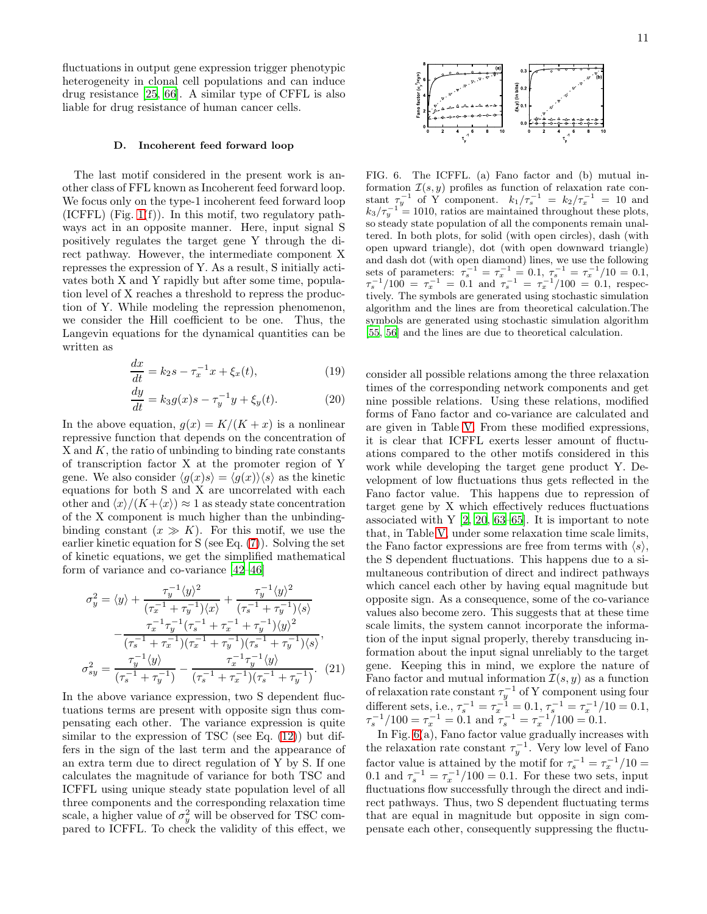fluctuations in output gene expression trigger phenotypic heterogeneity in clonal cell populations and can induce drug resistance [25, 66]. A similar type of CFFL is also liable for drug resistance of human cancer cells.

### D. Incoherent feed forward loop

The last motif considered in the present work is another class of FFL known as Incoherent feed forward loop. We focus only on the type-1 incoherent feed forward loop (ICFFL) (Fig. 1(f)). In this motif, two regulatory pathways act in an opposite manner. Here, input signal S positively regulates the target gene Y through the direct pathway. However, the intermediate component X represses the expression of Y. As a result, S initially activates both X and Y rapidly but after some time, population level of X reaches a threshold to repress the production of Y. While modeling the repression phenomenon, we consider the Hill coefficient to be one. Thus, the Langevin equations for the dynamical quantities can be written as

$$\frac{dx}{dt} = k_2 s - \tau_x^{-1} x + \xi_x(t), \quad (19)$$

$$\frac{dy}{dt} = k_3 g(x) s - \tau_y^{-1} y + \xi_y(t). \quad (20)$$

In the above equation, $g(x) = K/(K+x)$ is a nonlinear repressive function that depends on the concentration of X and $K$, the ratio of unbinding to binding rate constants of transcription factor X at the promoter region of Y gene. We also consider $\langle g(x)s\rangle = \langle g(x)\rangle\langle s\rangle$ as the kinetic equations for both S and X are uncorrelated with each other and $\langle x\rangle/(K+\langle x\rangle) \approx 1$ as steady state concentration of the X component is much higher than the unbinding-binding constant ($x \gg K$). For this motif, we use the earlier kinetic equation for S (see Eq. (7)). Solving the set of kinetic equations, we get the simplified mathematical form of variance and co-variance [42–46]

$$\begin{aligned}
\sigma_y^2 &= \langle y\rangle + \frac{\tau_y^{-1}\langle y\rangle^2}{(\tau_x^{-1}+\tau_y^{-1})\langle x\rangle} + \frac{\tau_y^{-1}\langle y\rangle^2}{(\tau_s^{-1}+\tau_y^{-1})\langle s\rangle} \\
&\quad - \frac{\tau_x^{-1}\tau_y^{-1}(\tau_s^{-1}+\tau_x^{-1}+\tau_y^{-1})\langle y\rangle^2}{(\tau_s^{-1}+\tau_x^{-1})(\tau_x^{-1}+\tau_y^{-1})(\tau_s^{-1}+\tau_y^{-1})\langle s\rangle}, \\
\sigma_{sy}^2 &= \frac{\tau_y^{-1}\langle y\rangle}{(\tau_s^{-1}+\tau_y^{-1})} - \frac{\tau_x^{-1}\tau_y^{-1}\langle y\rangle}{(\tau_s^{-1}+\tau_x^{-1})(\tau_s^{-1}+\tau_y^{-1})}. \quad (21)
\end{aligned}$$

In the above variance expression, two S dependent fluctuations terms are present with opposite sign thus compensating each other. The variance expression is quite similar to the expression of TSC (see Eq. (12)) but differs in the sign of the last term and the appearance of an extra term due to direct regulation of Y by S. If one calculates the magnitude of variance for both TSC and ICFFL using unique steady state population level of all three components and the corresponding relaxation time scale, a higher value of $\sigma_y^2$ will be observed for TSC compared to ICFFL. To check the validity of this effect, we

FIG. 6. The ICFFL. (a) Fano factor and (b) mutual information $\mathcal{I}(s,y)$ profiles as function of relaxation rate constant $\tau_y^{-1}$ of Y component. $k_1/\tau_s^{-1} = k_2/\tau_x^{-1} = 10$ and $k_3/\tau_y^{-1} = 1010$, ratios are maintained throughout these plots, so steady state population of all the components remain unaltered. In both plots, for solid (with open circles), dash (with open upward triangle), dot (with open downward triangle) and dash dot (with open diamond) lines, we use the following sets of parameters: $\tau_s^{-1} = \tau_x^{-1} = 0.1$, $\tau_s^{-1} = \tau_x^{-1}/10 = 0.1$, $\tau_s^{-1}/100 = \tau_x^{-1} = 0.1$ and $\tau_s^{-1} = \tau_x^{-1}/100 = 0.1$, respectively. The symbols are generated using stochastic simulation algorithm and the lines are from theoretical calculation.The symbols are generated using stochastic simulation algorithm [55, 56] and the lines are due to theoretical calculation.

consider all possible relations among the three relaxation times of the corresponding network components and get nine possible relations. Using these relations, modified forms of Fano factor and co-variance are calculated and are given in Table V. From these modified expressions, it is clear that ICFFL exerts lesser amount of fluctuations compared to the other motifs considered in this work while developing the target gene product Y. Development of low fluctuations thus gets reflected in the Fano factor value. This happens due to repression of target gene by X which effectively reduces fluctuations associated with Y [2, 20, 63–65]. It is important to note that, in Table V, under some relaxation time scale limits, the Fano factor expressions are free from terms with $\langle s\rangle$, the S dependent fluctuations. This happens due to a simultaneous contribution of direct and indirect pathways which cancel each other by having equal magnitude but opposite sign. As a consequence, some of the co-variance values also become zero. This suggests that at these time scale limits, the system cannot incorporate the information of the input signal properly, thereby transducing information about the input signal unreliably to the target gene. Keeping this in mind, we explore the nature of Fano factor and mutual information $\mathcal{I}(s,y)$ as a function of relaxation rate constant $\tau_y^{-1}$ of Y component using four different sets, i.e., $\tau_s^{-1} = \tau_x^{-1} = 0.1$, $\tau_s^{-1} = \tau_x^{-1}/10 = 0.1$, $\tau_s^{-1}/100 = \tau_x^{-1} = 0.1$ and $\tau_s^{-1} = \tau_x^{-1}/100 = 0.1$.

In Fig. 6(a), Fano factor value gradually increases with the relaxation rate constant $\tau_y^{-1}$. Very low level of Fano factor value is attained by the motif for $\tau_s^{-1} = \tau_x^{-1}/10 = 0.1$ and $\tau_s^{-1} = \tau_x^{-1}/100 = 0.1$. For these two sets, input fluctuations flow successfully through the direct and indirect pathways. Thus, two S dependent fluctuating terms that are equal in magnitude but opposite in sign compensate each other, consequently suppressing the fluctu-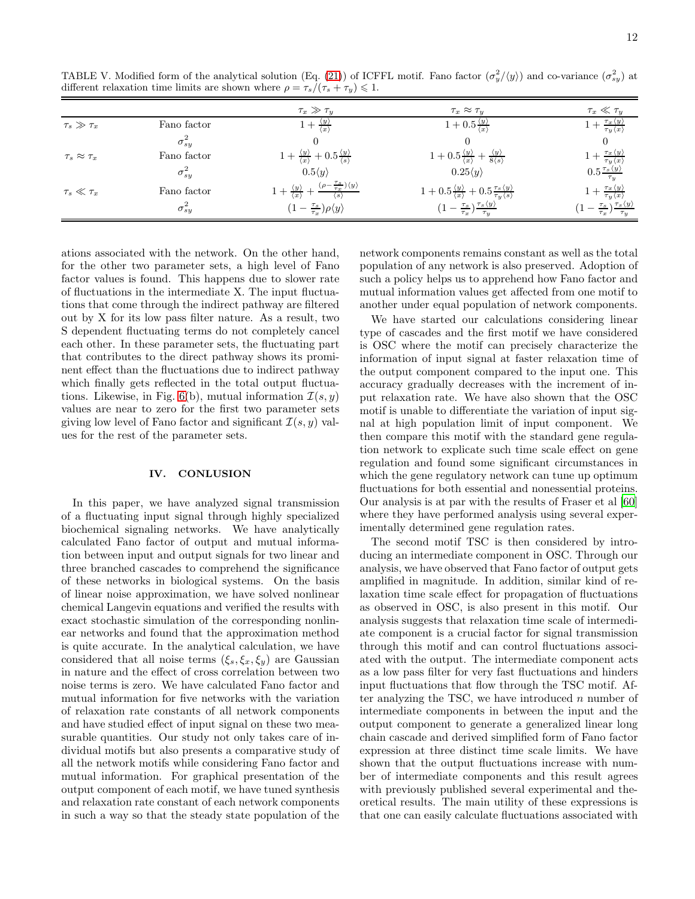TABLE V. Modified form of the analytical solution (Eq. (21)) of ICFFL motif. Fano factor ($\sigma_y^2/\langle y\rangle$) and co-variance ($\sigma_{sy}^2$) at different relaxation time limits are shown where $\rho = \tau_s/(\tau_s+\tau_y) \leqslant 1$.

| | | $\tau_x \gg \tau_y$ | $\tau_x \approx \tau_y$ | $\tau_x \ll \tau_y$ |
|---|---|---|---|---|
| $\tau_s \gg \tau_x$ | Fano factor | $1+\frac{\langle y\rangle}{\langle x\rangle}$ | $1+0.5\frac{\langle y\rangle}{\langle x\rangle}$ | $1+\frac{\tau_x\langle y\rangle}{\tau_y\langle x\rangle}$ |
| | $\sigma_{sy}^2$ | $0$ | $0$ | $0$ |
| $\tau_s \approx \tau_x$ | Fano factor | $1+\frac{\langle y\rangle}{\langle x\rangle}+0.5\frac{\langle y\rangle}{\langle s\rangle}$ | $1+0.5\frac{\langle y\rangle}{\langle x\rangle}+\frac{\langle y\rangle}{8\langle s\rangle}$ | $1+\frac{\tau_x\langle y\rangle}{\tau_y\langle x\rangle}$ |
| | $\sigma_{sy}^2$ | $0.5\langle y\rangle$ | $0.25\langle y\rangle$ | $0.5\frac{\tau_s\langle y\rangle}{\tau_y}$ |
| $\tau_s \ll \tau_x$ | Fano factor | $1+\frac{\langle y\rangle}{\langle x\rangle}+\frac{(\rho-\frac{\tau_s}{\tau_x})\langle y\rangle}{\langle s\rangle}$ | $1+0.5\frac{\langle y\rangle}{\langle x\rangle}+0.5\frac{\tau_s\langle y\rangle}{\tau_y\langle s\rangle}$ | $1+\frac{\tau_x\langle y\rangle}{\tau_y\langle x\rangle}$ |
| | $\sigma_{sy}^2$ | $(1-\frac{\tau_s}{\tau_x})\rho\langle y\rangle$ | $(1-\frac{\tau_s}{\tau_x})\frac{\tau_s\langle y\rangle}{\tau_y}$ | $(1-\frac{\tau_s}{\tau_x})\frac{\tau_s\langle y\rangle}{\tau_y}$ |

ations associated with the network. On the other hand, for the other two parameter sets, a high level of Fano factor values is found. This happens due to slower rate of fluctuations in the intermediate X. The input fluctuations that come through the indirect pathway are filtered out by X for its low pass filter nature. As a result, two S dependent fluctuating terms do not completely cancel each other. In these parameter sets, the fluctuating part that contributes to the direct pathway shows its prominent effect than the fluctuations due to indirect pathway which finally gets reflected in the total output fluctuations. Likewise, in Fig. 6(b), mutual information $\mathcal{I}(s,y)$ values are near to zero for the first two parameter sets giving low level of Fano factor and significant $\mathcal{I}(s,y)$ values for the rest of the parameter sets.

## IV. CONLUSION

In this paper, we have analyzed signal transmission of a fluctuating input signal through highly specialized biochemical signaling networks. We have analytically calculated Fano factor of output and mutual information between input and output signals for two linear and three branched cascades to comprehend the significance of these networks in biological systems. On the basis of linear noise approximation, we have solved nonlinear chemical Langevin equations and verified the results with exact stochastic simulation of the corresponding nonlinear networks and found that the approximation method is quite accurate. In the analytical calculation, we have considered that all noise terms ($\xi_s, \xi_x, \xi_y$) are Gaussian in nature and the effect of cross correlation between two noise terms is zero. We have calculated Fano factor and mutual information for five networks with the variation of relaxation rate constants of all network components and have studied effect of input signal on these two measurable quantities. Our study not only takes care of individual motifs but also presents a comparative study of all the network motifs while considering Fano factor and mutual information. For graphical presentation of the output component of each motif, we have tuned synthesis and relaxation rate constant of each network components in such a way so that the steady state population of the network components remains constant as well as the total population of any network is also preserved. Adoption of such a policy helps us to apprehend how Fano factor and mutual information values get affected from one motif to another under equal population of network components.

We have started our calculations considering linear type of cascades and the first motif we have considered is OSC where the motif can precisely characterize the information of input signal at faster relaxation time of the output component compared to the input one. This accuracy gradually decreases with the increment of input relaxation rate. We have also shown that the OSC motif is unable to differentiate the variation of input signal at high population limit of input component. We then compare this motif with the standard gene regulation network to explicate such time scale effect on gene regulation and found some significant circumstances in which the gene regulatory network can tune up optimum fluctuations for both essential and nonessential proteins. Our analysis is at par with the results of Fraser et al [60] where they have performed analysis using several experimentally determined gene regulation rates.

The second motif TSC is then considered by introducing an intermediate component in OSC. Through our analysis, we have observed that Fano factor of output gets amplified in magnitude. In addition, similar kind of relaxation time scale effect for propagation of fluctuations as observed in OSC, is also present in this motif. Our analysis suggests that relaxation time scale of intermediate component is a crucial factor for signal transmission through this motif and can control fluctuations associated with the output. The intermediate component acts as a low pass filter for very fast fluctuations and hinders input fluctuations that flow through the TSC motif. After analyzing the TSC, we have introduced $n$ number of intermediate components in between the input and the output component to generate a generalized linear long chain cascade and derived simplified form of Fano factor expression at three distinct time scale limits. We have shown that the output fluctuations increase with number of intermediate components and this result agrees with previously published several experimental and theoretical results. The main utility of these expressions is that one can easily calculate fluctuations associated with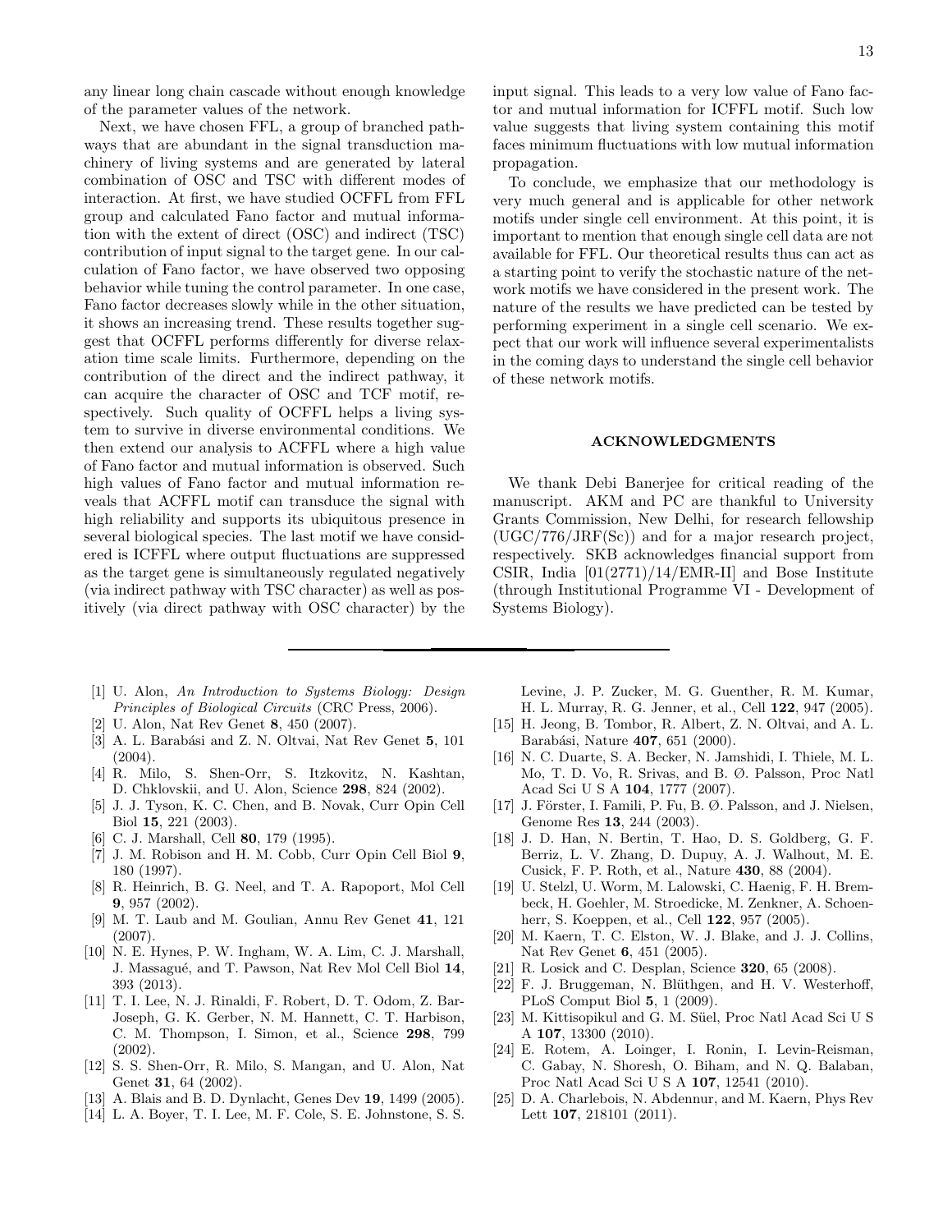any linear long chain cascade without enough knowledge of the parameter values of the network.

Next, we have chosen FFL, a group of branched pathways that are abundant in the signal transduction machinery of living systems and are generated by lateral combination of OSC and TSC with different modes of interaction. At first, we have studied OCFFL from FFL group and calculated Fano factor and mutual information with the extent of direct (OSC) and indirect (TSC) contribution of input signal to the target gene. In our calculation of Fano factor, we have observed two opposing behavior while tuning the control parameter. In one case, Fano factor decreases slowly while in the other situation, it shows an increasing trend. These results together suggest that OCFFL performs differently for diverse relaxation time scale limits. Furthermore, depending on the contribution of the direct and the indirect pathway, it can acquire the character of OSC and TCF motif, respectively. Such quality of OCFFL helps a living system to survive in diverse environmental conditions. We then extend our analysis to ACFFL where a high value of Fano factor and mutual information is observed. Such high values of Fano factor and mutual information reveals that ACFFL motif can transduce the signal with high reliability and supports its ubiquitous presence in several biological species. The last motif we have considered is ICFFL where output fluctuations are suppressed as the target gene is simultaneously regulated negatively (via indirect pathway with TSC character) as well as positively (via direct pathway with OSC character) by the input signal. This leads to a very low value of Fano factor and mutual information for ICFFL motif. Such low value suggests that living system containing this motif faces minimum fluctuations with low mutual information propagation.

To conclude, we emphasize that our methodology is very much general and is applicable for other network motifs under single cell environment. At this point, it is important to mention that enough single cell data are not available for FFL. Our theoretical results thus can act as a starting point to verify the stochastic nature of the network motifs we have considered in the present work. The nature of the results we have predicted can be tested by performing experiment in a single cell scenario. We expect that our work will influence several experimentalists in the coming days to understand the single cell behavior of these network motifs.

## ACKNOWLEDGMENTS

We thank Debi Banerjee for critical reading of the manuscript. AKM and PC are thankful to University Grants Commission, New Delhi, for research fellowship (UGC/776/JRF(Sc)) and for a major research project, respectively. SKB acknowledges financial support from CSIR, India [01(2771)/14/EMR-II] and Bose Institute (through Institutional Programme VI - Development of Systems Biology).

---

- [1] U. Alon, *An Introduction to Systems Biology: Design Principles of Biological Circuits* (CRC Press, 2006).
- [2] U. Alon, Nat Rev Genet **8**, 450 (2007).
- [3] A. L. Barabási and Z. N. Oltvai, Nat Rev Genet **5**, 101 (2004).
- [4] R. Milo, S. Shen-Orr, S. Itzkovitz, N. Kashtan, D. Chklovskii, and U. Alon, Science **298**, 824 (2002).
- [5] J. J. Tyson, K. C. Chen, and B. Novak, Curr Opin Cell Biol **15**, 221 (2003).
- [6] C. J. Marshall, Cell **80**, 179 (1995).
- [7] J. M. Robison and H. M. Cobb, Curr Opin Cell Biol **9**, 180 (1997).
- [8] R. Heinrich, B. G. Neel, and T. A. Rapoport, Mol Cell **9**, 957 (2002).
- [9] M. T. Laub and M. Goulian, Annu Rev Genet **41**, 121 (2007).
- [10] N. E. Hynes, P. W. Ingham, W. A. Lim, C. J. Marshall, J. Massagué, and T. Pawson, Nat Rev Mol Cell Biol **14**, 393 (2013).
- [11] T. I. Lee, N. J. Rinaldi, F. Robert, D. T. Odom, Z. Bar-Joseph, G. K. Gerber, N. M. Hannett, C. T. Harbison, C. M. Thompson, I. Simon, et al., Science **298**, 799 (2002).
- [12] S. S. Shen-Orr, R. Milo, S. Mangan, and U. Alon, Nat Genet **31**, 64 (2002).
- [13] A. Blais and B. D. Dynlacht, Genes Dev **19**, 1499 (2005).
- [14] L. A. Boyer, T. I. Lee, M. F. Cole, S. E. Johnstone, S. S. Levine, J. P. Zucker, M. G. Guenther, R. M. Kumar, H. L. Murray, R. G. Jenner, et al., Cell **122**, 947 (2005).
- [15] H. Jeong, B. Tombor, R. Albert, Z. N. Oltvai, and A. L. Barabási, Nature **407**, 651 (2000).
- [16] N. C. Duarte, S. A. Becker, N. Jamshidi, I. Thiele, M. L. Mo, T. D. Vo, R. Srivas, and B. Ø. Palsson, Proc Natl Acad Sci U S A **104**, 1777 (2007).
- [17] J. Förster, I. Famili, P. Fu, B. Ø. Palsson, and J. Nielsen, Genome Res **13**, 244 (2003).
- [18] J. D. Han, N. Bertin, T. Hao, D. S. Goldberg, G. F. Berriz, L. V. Zhang, D. Dupuy, A. J. Walhout, M. E. Cusick, F. P. Roth, et al., Nature **430**, 88 (2004).
- [19] U. Stelzl, U. Worm, M. Lalowski, C. Haenig, F. H. Brembeck, H. Goehler, M. Stroedicke, M. Zenkner, A. Schoenherr, S. Koeppen, et al., Cell **122**, 957 (2005).
- [20] M. Kaern, T. C. Elston, W. J. Blake, and J. J. Collins, Nat Rev Genet **6**, 451 (2005).
- [21] R. Losick and C. Desplan, Science **320**, 65 (2008).
- [22] F. J. Bruggeman, N. Blüthgen, and H. V. Westerhoff, PLoS Comput Biol **5**, 1 (2009).
- [23] M. Kittisopikul and G. M. Süel, Proc Natl Acad Sci U S A **107**, 13300 (2010).
- [24] E. Rotem, A. Loinger, I. Ronin, I. Levin-Reisman, C. Gabay, N. Shoresh, O. Biham, and N. Q. Balaban, Proc Natl Acad Sci U S A **107**, 12541 (2010).
- [25] D. A. Charlebois, N. Abdennur, and M. Kaern, Phys Rev Lett **107**, 218101 (2011).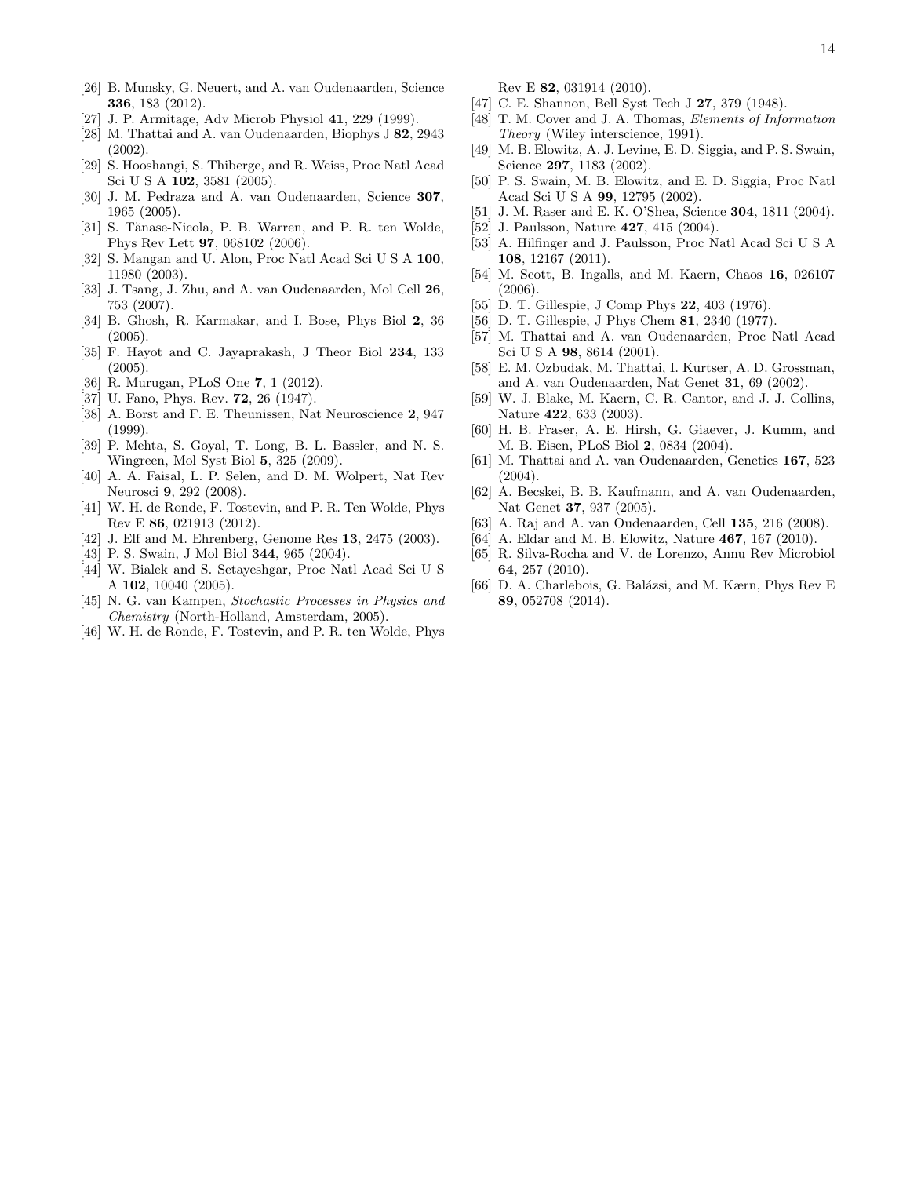[26] B. Munsky, G. Neuert, and A. van Oudenaarden, Science **336**, 183 (2012).

[27] J. P. Armitage, Adv Microb Physiol **41**, 229 (1999).

[28] M. Thattai and A. van Oudenaarden, Biophys J **82**, 2943 (2002).

[29] S. Hooshangi, S. Thiberge, and R. Weiss, Proc Natl Acad Sci U S A **102**, 3581 (2005).

[30] J. M. Pedraza and A. van Oudenaarden, Science **307**, 1965 (2005).

[31] S. Tănase-Nicola, P. B. Warren, and P. R. ten Wolde, Phys Rev Lett **97**, 068102 (2006).

[32] S. Mangan and U. Alon, Proc Natl Acad Sci U S A **100**, 11980 (2003).

[33] J. Tsang, J. Zhu, and A. van Oudenaarden, Mol Cell **26**, 753 (2007).

[34] B. Ghosh, R. Karmakar, and I. Bose, Phys Biol **2**, 36 (2005).

[35] F. Hayot and C. Jayaprakash, J Theor Biol **234**, 133 (2005).

[36] R. Murugan, PLoS One **7**, 1 (2012).

[37] U. Fano, Phys. Rev. **72**, 26 (1947).

[38] A. Borst and F. E. Theunissen, Nat Neuroscience **2**, 947 (1999).

[39] P. Mehta, S. Goyal, T. Long, B. L. Bassler, and N. S. Wingreen, Mol Syst Biol **5**, 325 (2009).

[40] A. A. Faisal, L. P. Selen, and D. M. Wolpert, Nat Rev Neurosci **9**, 292 (2008).

[41] W. H. de Ronde, F. Tostevin, and P. R. Ten Wolde, Phys Rev E **86**, 021913 (2012).

[42] J. Elf and M. Ehrenberg, Genome Res **13**, 2475 (2003).

[43] P. S. Swain, J Mol Biol **344**, 965 (2004).

[44] W. Bialek and S. Setayeshgar, Proc Natl Acad Sci U S A **102**, 10040 (2005).

[45] N. G. van Kampen, *Stochastic Processes in Physics and Chemistry* (North-Holland, Amsterdam, 2005).

[46] W. H. de Ronde, F. Tostevin, and P. R. ten Wolde, Phys Rev E **82**, 031914 (2010).

[47] C. E. Shannon, Bell Syst Tech J **27**, 379 (1948).

[48] T. M. Cover and J. A. Thomas, *Elements of Information Theory* (Wiley interscience, 1991).

[49] M. B. Elowitz, A. J. Levine, E. D. Siggia, and P. S. Swain, Science **297**, 1183 (2002).

[50] P. S. Swain, M. B. Elowitz, and E. D. Siggia, Proc Natl Acad Sci U S A **99**, 12795 (2002).

[51] J. M. Raser and E. K. O'Shea, Science **304**, 1811 (2004).

[52] J. Paulsson, Nature **427**, 415 (2004).

[53] A. Hilfinger and J. Paulsson, Proc Natl Acad Sci U S A **108**, 12167 (2011).

[54] M. Scott, B. Ingalls, and M. Kaern, Chaos **16**, 026107 (2006).

[55] D. T. Gillespie, J Comp Phys **22**, 403 (1976).

[56] D. T. Gillespie, J Phys Chem **81**, 2340 (1977).

[57] M. Thattai and A. van Oudenaarden, Proc Natl Acad Sci U S A **98**, 8614 (2001).

[58] E. M. Ozbudak, M. Thattai, I. Kurtser, A. D. Grossman, and A. van Oudenaarden, Nat Genet **31**, 69 (2002).

[59] W. J. Blake, M. Kaern, C. R. Cantor, and J. J. Collins, Nature **422**, 633 (2003).

[60] H. B. Fraser, A. E. Hirsh, G. Giaever, J. Kumm, and M. B. Eisen, PLoS Biol **2**, 0834 (2004).

[61] M. Thattai and A. van Oudenaarden, Genetics **167**, 523 (2004).

[62] A. Becskei, B. B. Kaufmann, and A. van Oudenaarden, Nat Genet **37**, 937 (2005).

[63] A. Raj and A. van Oudenaarden, Cell **135**, 216 (2008).

[64] A. Eldar and M. B. Elowitz, Nature **467**, 167 (2010).

[65] R. Silva-Rocha and V. de Lorenzo, Annu Rev Microbiol **64**, 257 (2010).

[66] D. A. Charlebois, G. Balázsi, and M. Kærn, Phys Rev E **89**, 052708 (2014).